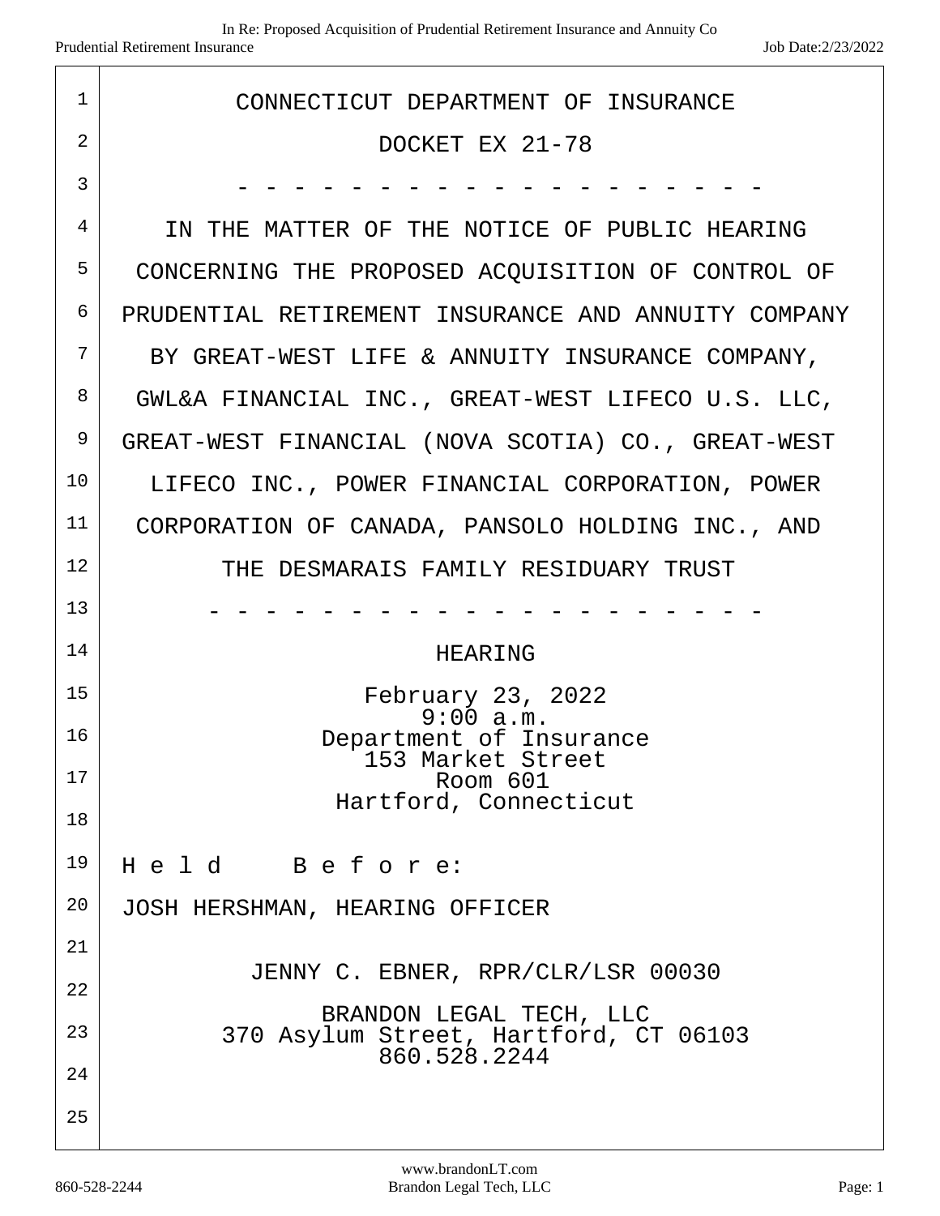CONNECTICUT DEPARTMENT OF INSURANCE

DOCKET EX 21-78

\- - - - - - - - - - - - - - - - - - - - -

IN THE MATTER OF THE NOTICE OF PUBLIC HEARING CONCERNING THE PROPOSED ACQUISITION OF CONTROL OF PRUDENTIAL RETIREMENT INSURANCE AND ANNUITY COMPANY BY GREAT-WEST LIFE & ANNUITY INSURANCE COMPANY, GWL&A FINANCIAL INC., GREAT-WEST LIFECO U.S. LLC, GREAT-WEST FINANCIAL (NOVA SCOTIA) CO., GREAT-WEST LIFECO INC., POWER FINANCIAL CORPORATION, POWER CORPORATION OF CANADA, PANSOLO HOLDING INC., AND THE DESMARAIS FAMILY RESIDUARY TRUST

\- - - - - - - - - - - - - - - - - - - - -

HEARING

February 23, 2022
9:00 a.m.
Department of Insurance
153 Market Street
Room 601
Hartford, Connecticut

Held Before:

JOSH HERSHMAN, HEARING OFFICER

JENNY C. EBNER, RPR/CLR/LSR 00030

BRANDON LEGAL TECH, LLC
370 Asylum Street, Hartford, CT 06103
860.528.2244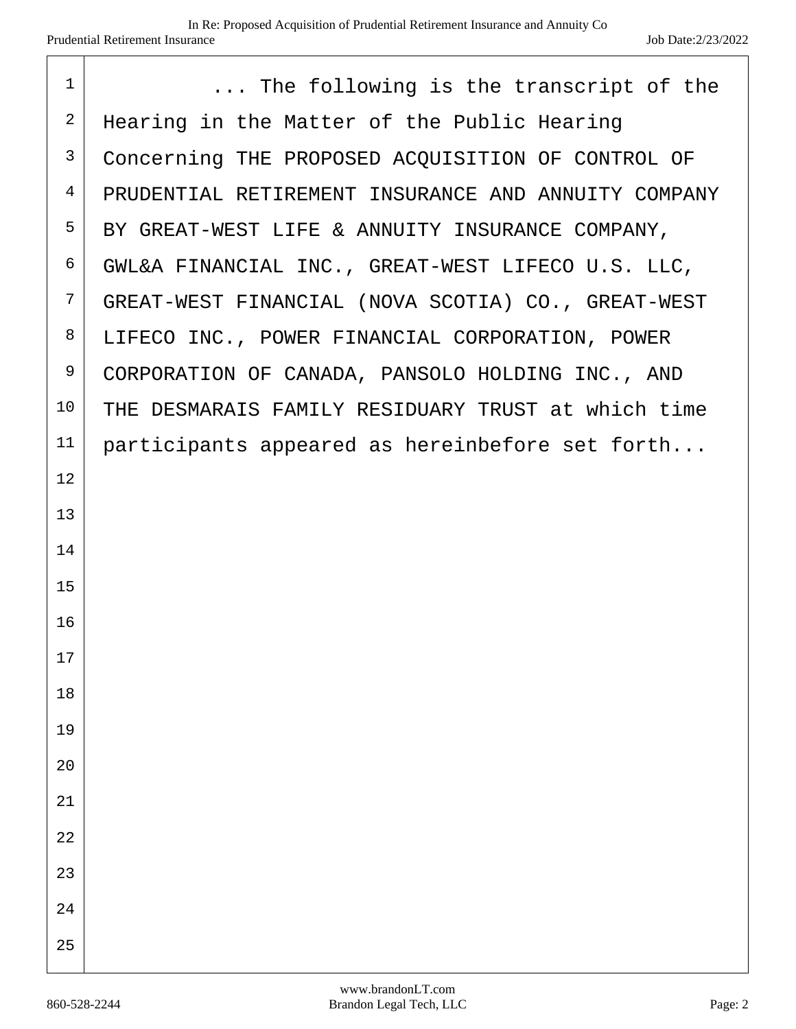... The following is the transcript of the Hearing in the Matter of the Public Hearing Concerning THE PROPOSED ACQUISITION OF CONTROL OF PRUDENTIAL RETIREMENT INSURANCE AND ANNUITY COMPANY BY GREAT-WEST LIFE & ANNUITY INSURANCE COMPANY, GWL&A FINANCIAL INC., GREAT-WEST LIFECO U.S. LLC, GREAT-WEST FINANCIAL (NOVA SCOTIA) CO., GREAT-WEST LIFECO INC., POWER FINANCIAL CORPORATION, POWER CORPORATION OF CANADA, PANSOLO HOLDING INC., AND THE DESMARAIS FAMILY RESIDUARY TRUST at which time participants appeared as hereinbefore set forth...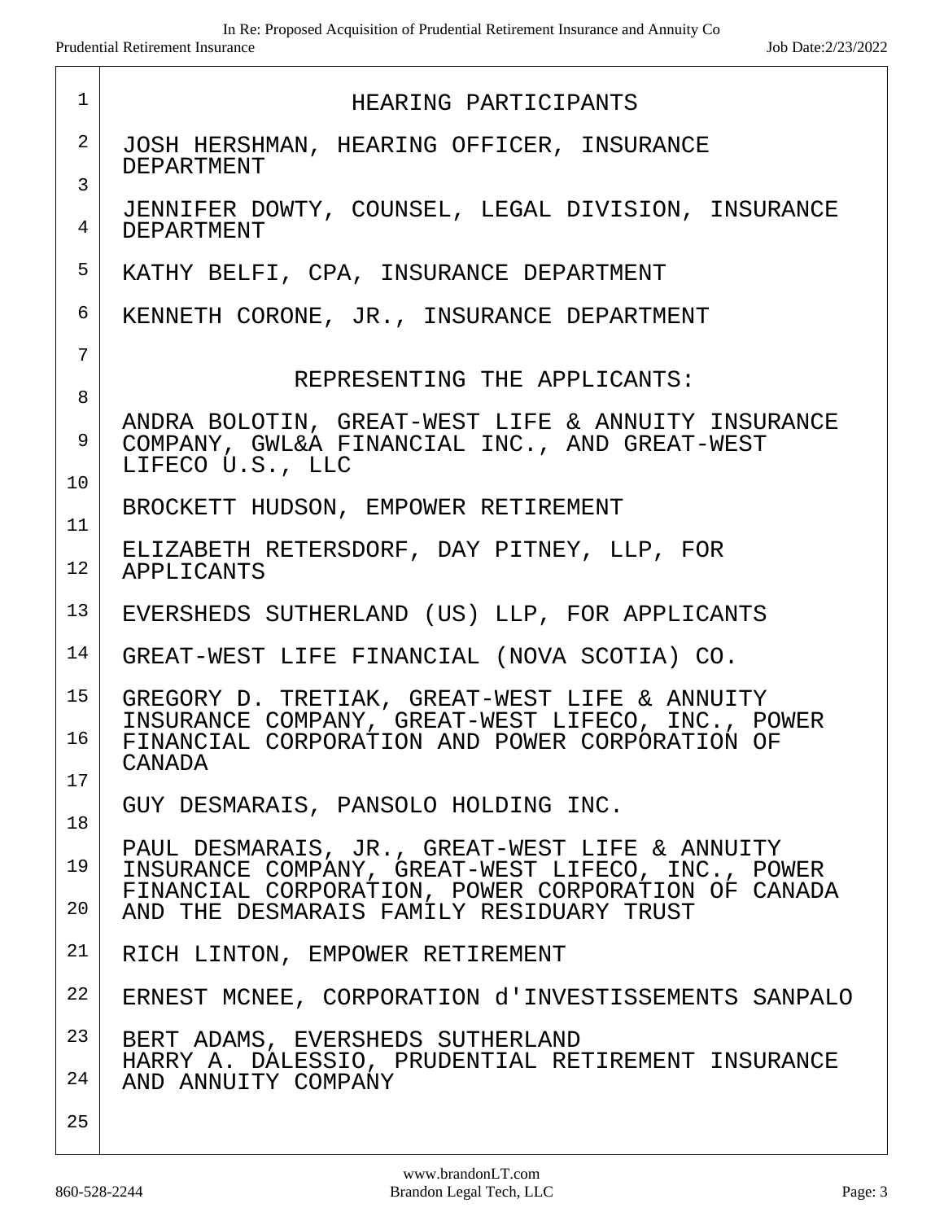# HEARING PARTICIPANTS

JOSH HERSHMAN, HEARING OFFICER, INSURANCE DEPARTMENT

JENNIFER DOWTY, COUNSEL, LEGAL DIVISION, INSURANCE DEPARTMENT

KATHY BELFI, CPA, INSURANCE DEPARTMENT

KENNETH CORONE, JR., INSURANCE DEPARTMENT

## REPRESENTING THE APPLICANTS:

ANDRA BOLOTIN, GREAT-WEST LIFE & ANNUITY INSURANCE COMPANY, GWL&A FINANCIAL INC., AND GREAT-WEST LIFECO U.S., LLC

BROCKETT HUDSON, EMPOWER RETIREMENT

ELIZABETH RETERSDORF, DAY PITNEY, LLP, FOR APPLICANTS

EVERSHEDS SUTHERLAND (US) LLP, FOR APPLICANTS

GREAT-WEST LIFE FINANCIAL (NOVA SCOTIA) CO.

GREGORY D. TRETIAK, GREAT-WEST LIFE & ANNUITY INSURANCE COMPANY, GREAT-WEST LIFECO, INC., POWER FINANCIAL CORPORATION AND POWER CORPORATION OF CANADA

GUY DESMARAIS, PANSOLO HOLDING INC.

PAUL DESMARAIS, JR., GREAT-WEST LIFE & ANNUITY INSURANCE COMPANY, GREAT-WEST LIFECO, INC., POWER FINANCIAL CORPORATION, POWER CORPORATION OF CANADA AND THE DESMARAIS FAMILY RESIDUARY TRUST

RICH LINTON, EMPOWER RETIREMENT

ERNEST MCNEE, CORPORATION d'INVESTISSEMENTS SANPALO

BERT ADAMS, EVERSHEDS SUTHERLAND

HARRY A. DALESSIO, PRUDENTIAL RETIREMENT INSURANCE AND ANNUITY COMPANY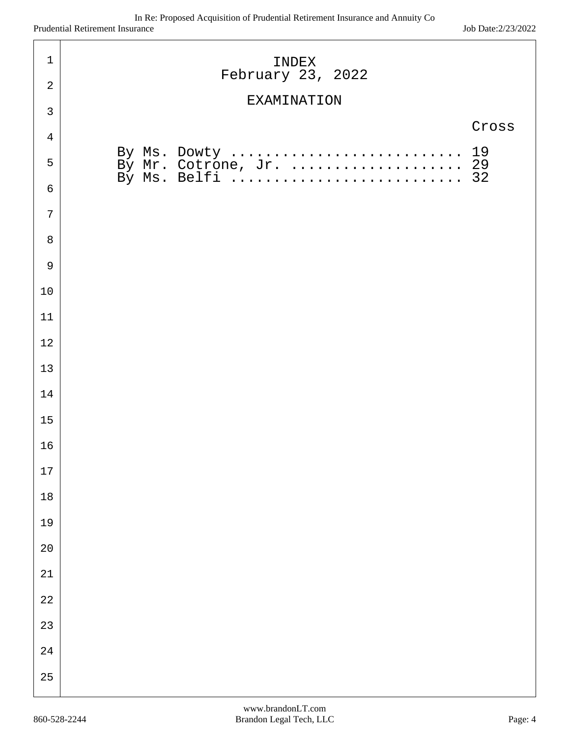INDEX
February 23, 2022

EXAMINATION

| | Cross |
|---|---|
| By Ms. Dowty ............................ | 19 |
| By Mr. Cotrone, Jr. .................... | 29 |
| By Ms. Belfi ............................ | 32 |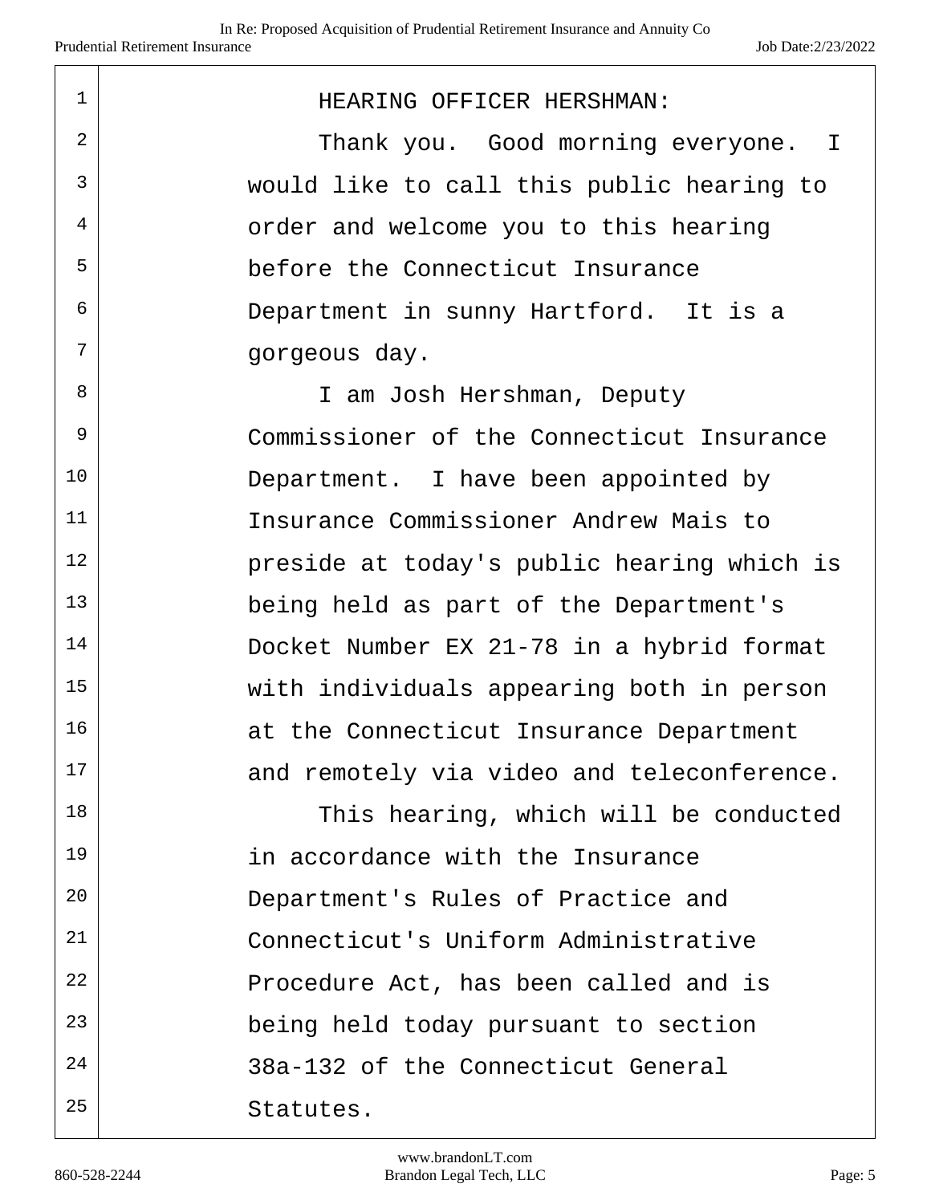HEARING OFFICER HERSHMAN:

Thank you. Good morning everyone. I would like to call this public hearing to order and welcome you to this hearing before the Connecticut Insurance Department in sunny Hartford. It is a gorgeous day.

I am Josh Hershman, Deputy Commissioner of the Connecticut Insurance Department. I have been appointed by Insurance Commissioner Andrew Mais to preside at today's public hearing which is being held as part of the Department's Docket Number EX 21-78 in a hybrid format with individuals appearing both in person at the Connecticut Insurance Department and remotely via video and teleconference.

This hearing, which will be conducted in accordance with the Insurance Department's Rules of Practice and Connecticut's Uniform Administrative Procedure Act, has been called and is being held today pursuant to section 38a-132 of the Connecticut General Statutes.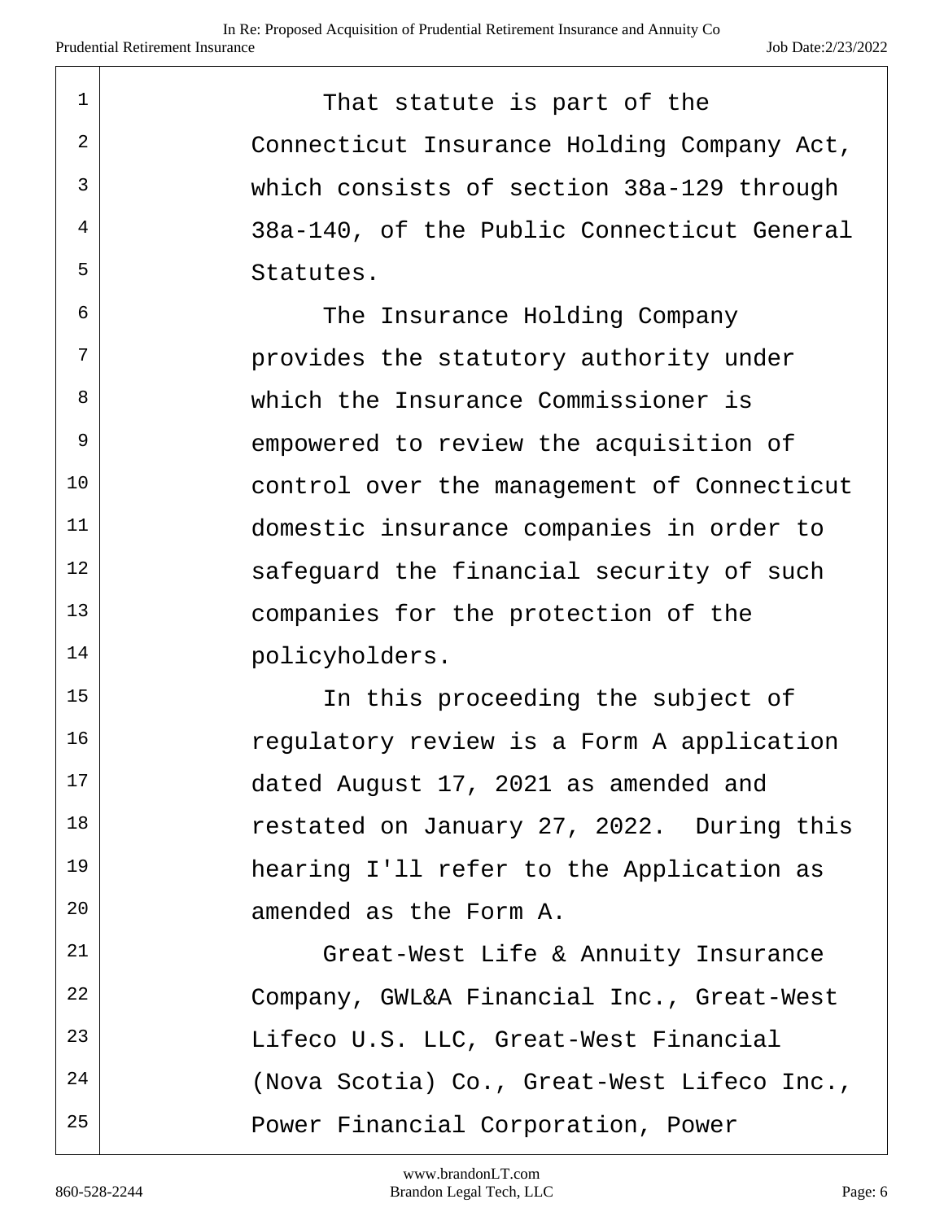That statute is part of the Connecticut Insurance Holding Company Act, which consists of section 38a-129 through 38a-140, of the Public Connecticut General Statutes.

The Insurance Holding Company provides the statutory authority under which the Insurance Commissioner is empowered to review the acquisition of control over the management of Connecticut domestic insurance companies in order to safeguard the financial security of such companies for the protection of the policyholders.

In this proceeding the subject of regulatory review is a Form A application dated August 17, 2021 as amended and restated on January 27, 2022. During this hearing I'll refer to the Application as amended as the Form A.

Great-West Life & Annuity Insurance Company, GWL&A Financial Inc., Great-West Lifeco U.S. LLC, Great-West Financial (Nova Scotia) Co., Great-West Lifeco Inc., Power Financial Corporation, Power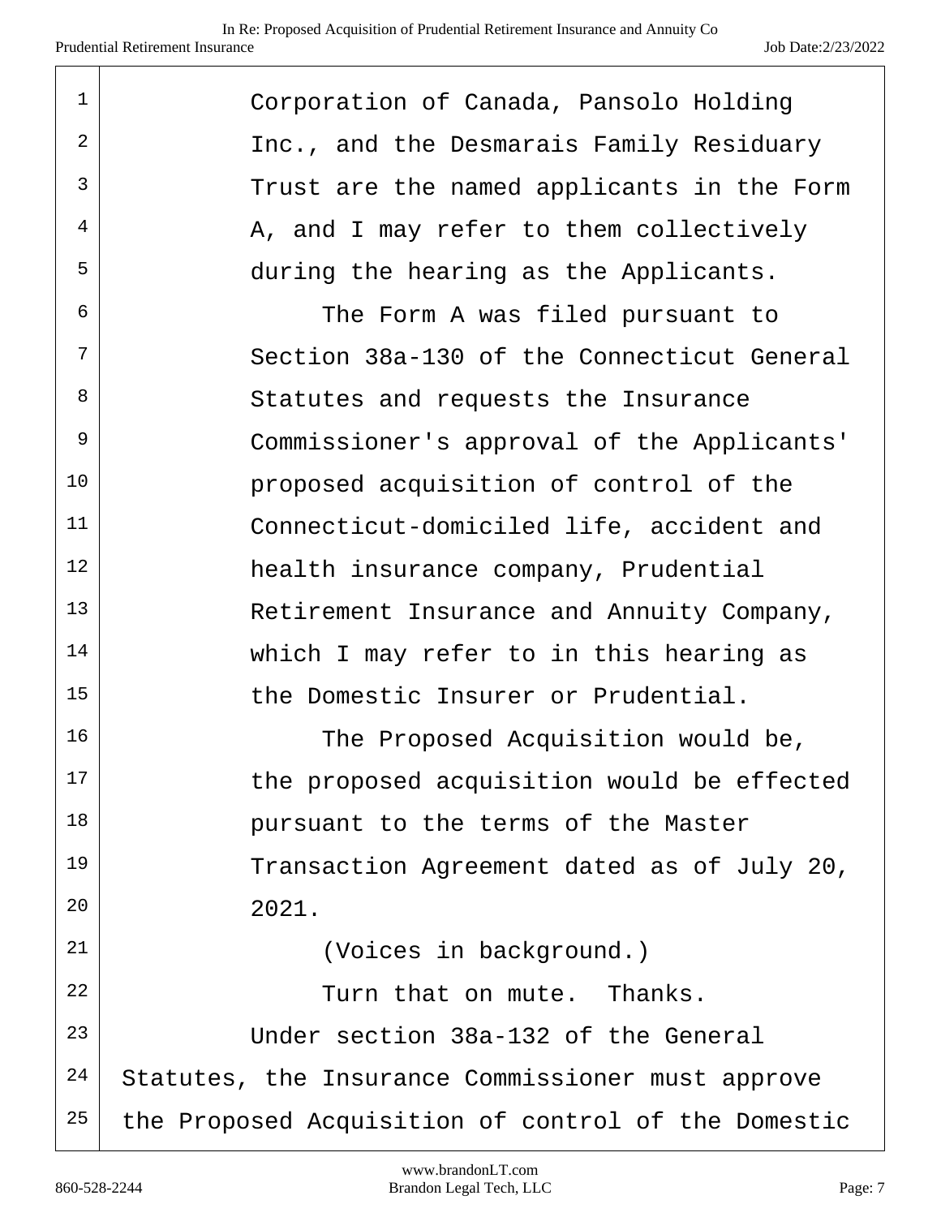Corporation of Canada, Pansolo Holding Inc., and the Desmarais Family Residuary Trust are the named applicants in the Form A, and I may refer to them collectively during the hearing as the Applicants.

The Form A was filed pursuant to Section 38a-130 of the Connecticut General Statutes and requests the Insurance Commissioner's approval of the Applicants' proposed acquisition of control of the Connecticut-domiciled life, accident and health insurance company, Prudential Retirement Insurance and Annuity Company, which I may refer to in this hearing as the Domestic Insurer or Prudential.

The Proposed Acquisition would be, the proposed acquisition would be effected pursuant to the terms of the Master Transaction Agreement dated as of July 20, 2021.

(Voices in background.)

Turn that on mute. Thanks.

Under section 38a-132 of the General Statutes, the Insurance Commissioner must approve the Proposed Acquisition of control of the Domestic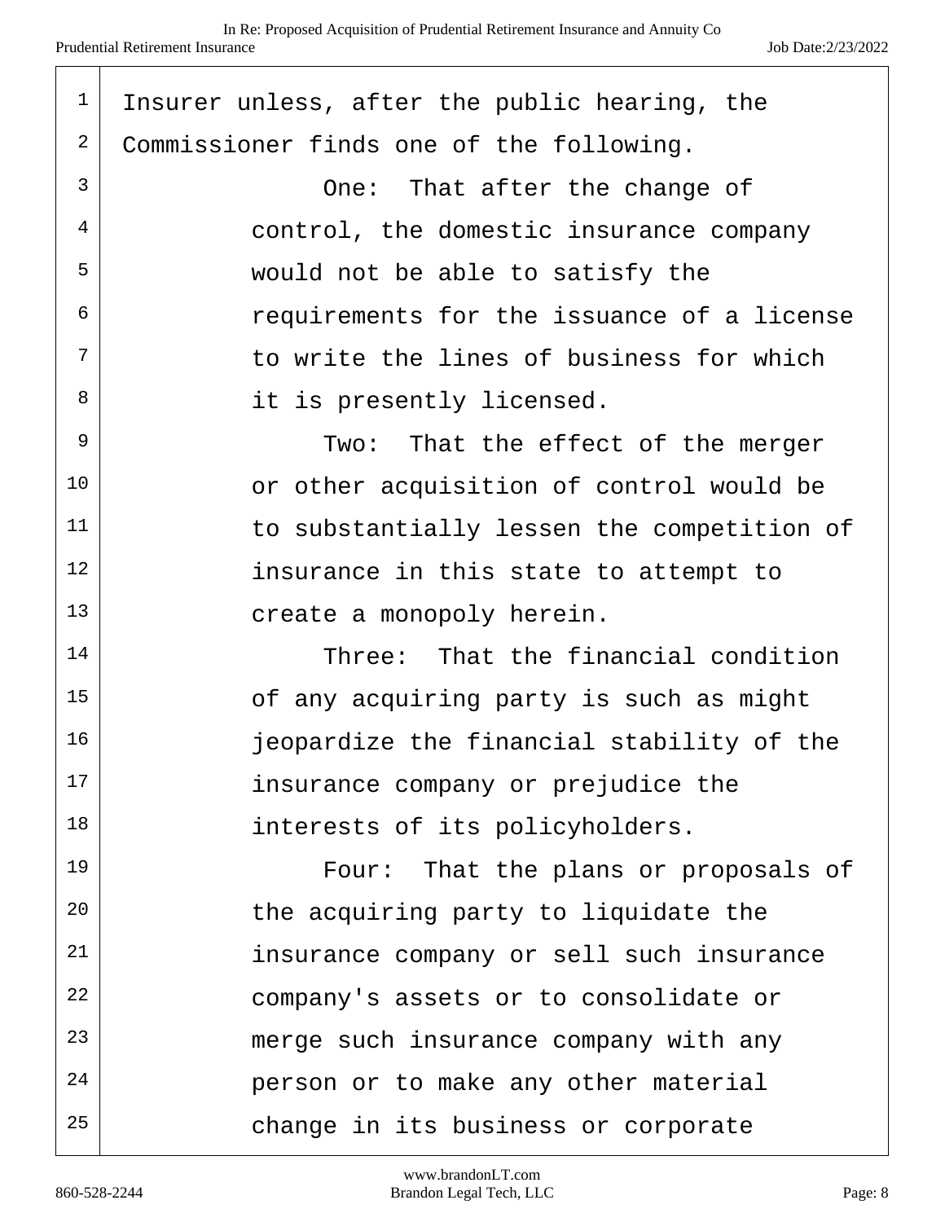Insurer unless, after the public hearing, the Commissioner finds one of the following.

One: That after the change of control, the domestic insurance company would not be able to satisfy the requirements for the issuance of a license to write the lines of business for which it is presently licensed.

Two: That the effect of the merger or other acquisition of control would be to substantially lessen the competition of insurance in this state to attempt to create a monopoly herein.

Three: That the financial condition of any acquiring party is such as might jeopardize the financial stability of the insurance company or prejudice the interests of its policyholders.

Four: That the plans or proposals of the acquiring party to liquidate the insurance company or sell such insurance company's assets or to consolidate or merge such insurance company with any person or to make any other material change in its business or corporate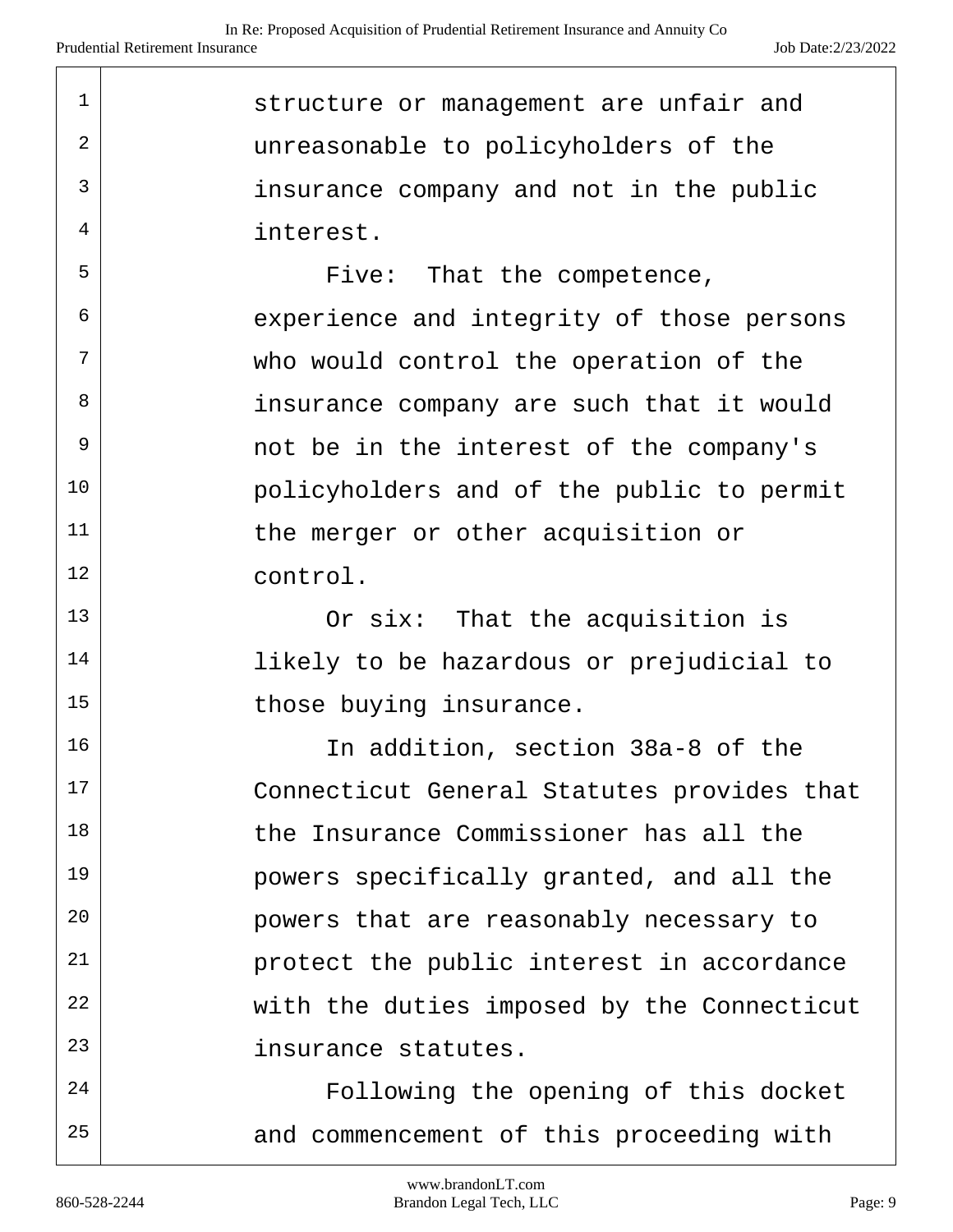structure or management are unfair and unreasonable to policyholders of the insurance company and not in the public interest.

Five: That the competence, experience and integrity of those persons who would control the operation of the insurance company are such that it would not be in the interest of the company's policyholders and of the public to permit the merger or other acquisition or control.

Or six: That the acquisition is likely to be hazardous or prejudicial to those buying insurance.

In addition, section 38a-8 of the Connecticut General Statutes provides that the Insurance Commissioner has all the powers specifically granted, and all the powers that are reasonably necessary to protect the public interest in accordance with the duties imposed by the Connecticut insurance statutes.

Following the opening of this docket and commencement of this proceeding with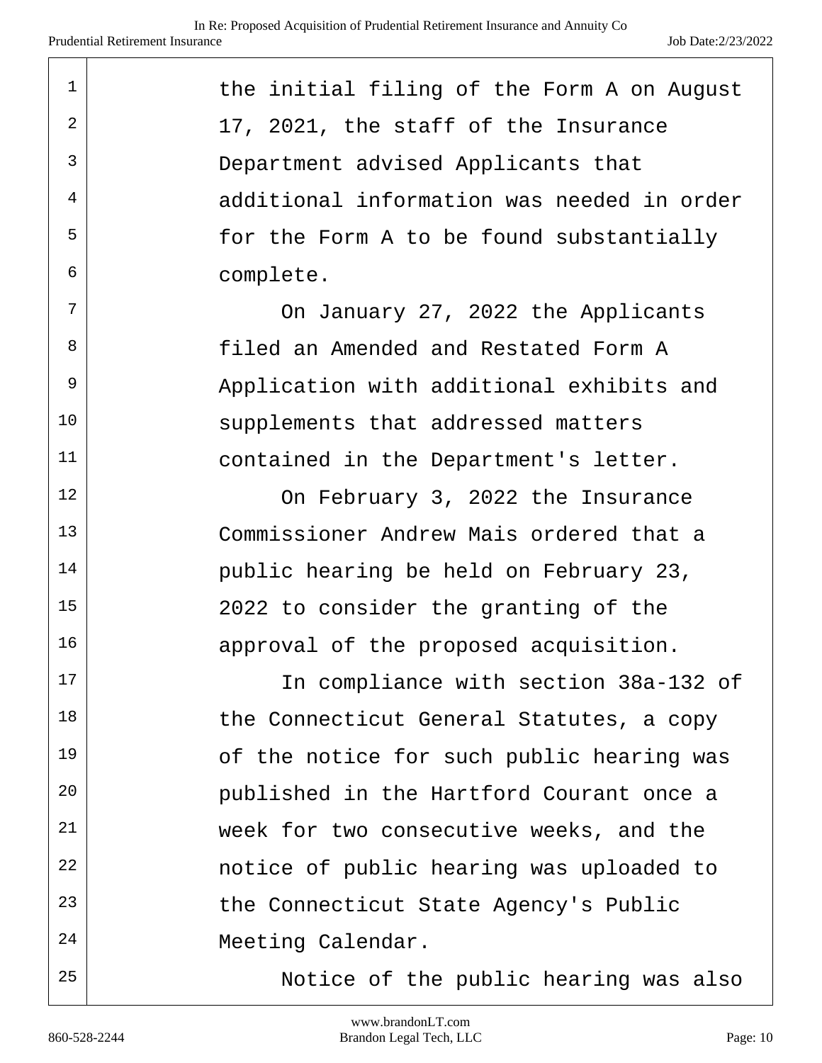the initial filing of the Form A on August 17, 2021, the staff of the Insurance Department advised Applicants that additional information was needed in order for the Form A to be found substantially complete.

On January 27, 2022 the Applicants filed an Amended and Restated Form A Application with additional exhibits and supplements that addressed matters contained in the Department's letter.

On February 3, 2022 the Insurance Commissioner Andrew Mais ordered that a public hearing be held on February 23, 2022 to consider the granting of the approval of the proposed acquisition.

In compliance with section 38a-132 of the Connecticut General Statutes, a copy of the notice for such public hearing was published in the Hartford Courant once a week for two consecutive weeks, and the notice of public hearing was uploaded to the Connecticut State Agency's Public Meeting Calendar.

Notice of the public hearing was also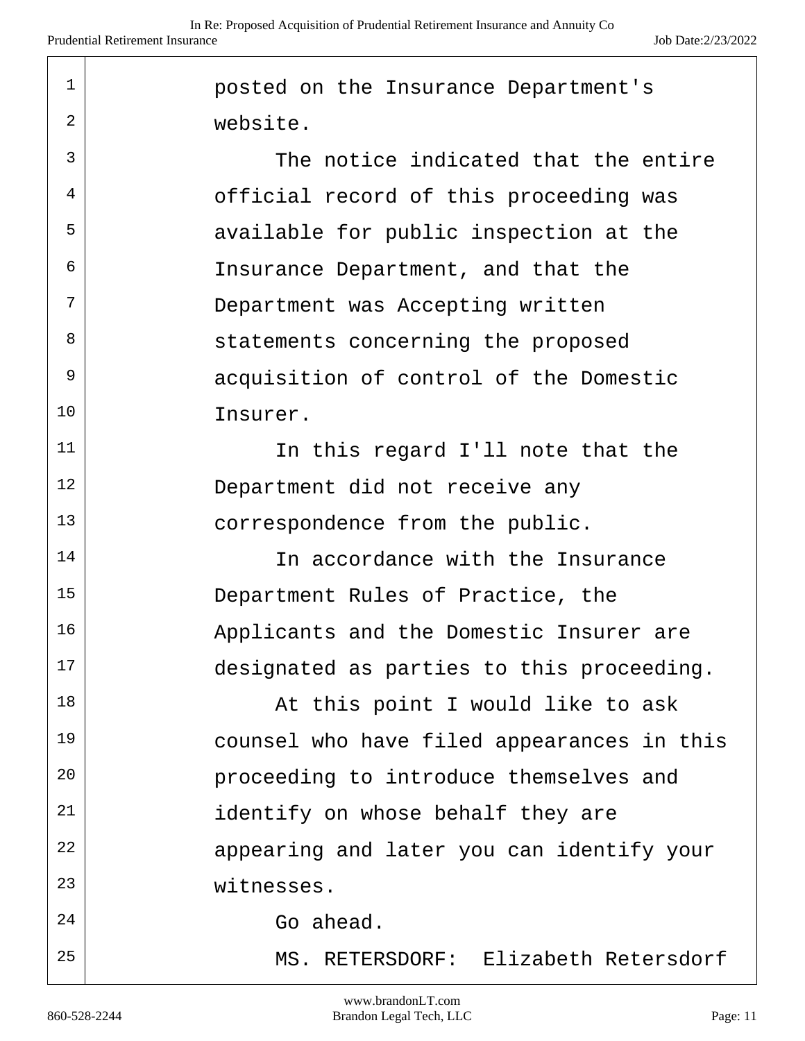posted on the Insurance Department's website.

The notice indicated that the entire official record of this proceeding was available for public inspection at the Insurance Department, and that the Department was Accepting written statements concerning the proposed acquisition of control of the Domestic Insurer.

In this regard I'll note that the Department did not receive any correspondence from the public.

In accordance with the Insurance Department Rules of Practice, the Applicants and the Domestic Insurer are designated as parties to this proceeding.

At this point I would like to ask counsel who have filed appearances in this proceeding to introduce themselves and identify on whose behalf they are appearing and later you can identify your witnesses.

Go ahead.

MS. RETERSDORF: Elizabeth Retersdorf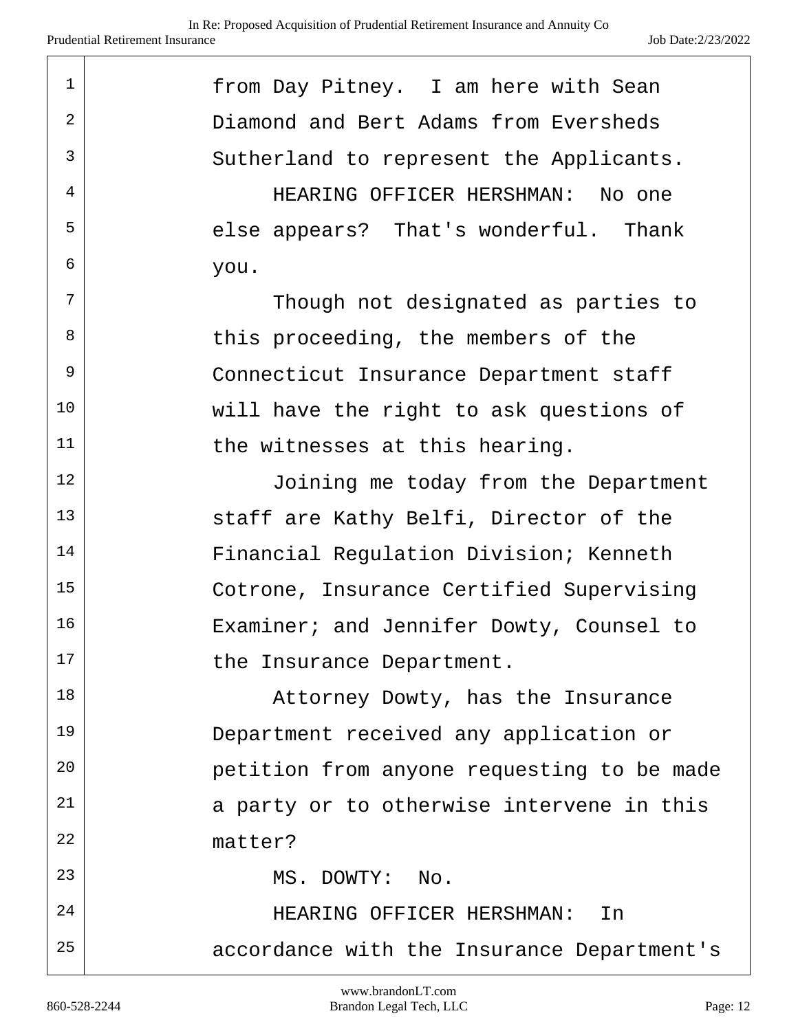from Day Pitney. I am here with Sean Diamond and Bert Adams from Eversheds Sutherland to represent the Applicants.

HEARING OFFICER HERSHMAN: No one else appears? That's wonderful. Thank you.

Though not designated as parties to this proceeding, the members of the Connecticut Insurance Department staff will have the right to ask questions of the witnesses at this hearing.

Joining me today from the Department staff are Kathy Belfi, Director of the Financial Regulation Division; Kenneth Cotrone, Insurance Certified Supervising Examiner; and Jennifer Dowty, Counsel to the Insurance Department.

Attorney Dowty, has the Insurance Department received any application or petition from anyone requesting to be made a party or to otherwise intervene in this matter?

MS. DOWTY: No.

HEARING OFFICER HERSHMAN: In accordance with the Insurance Department's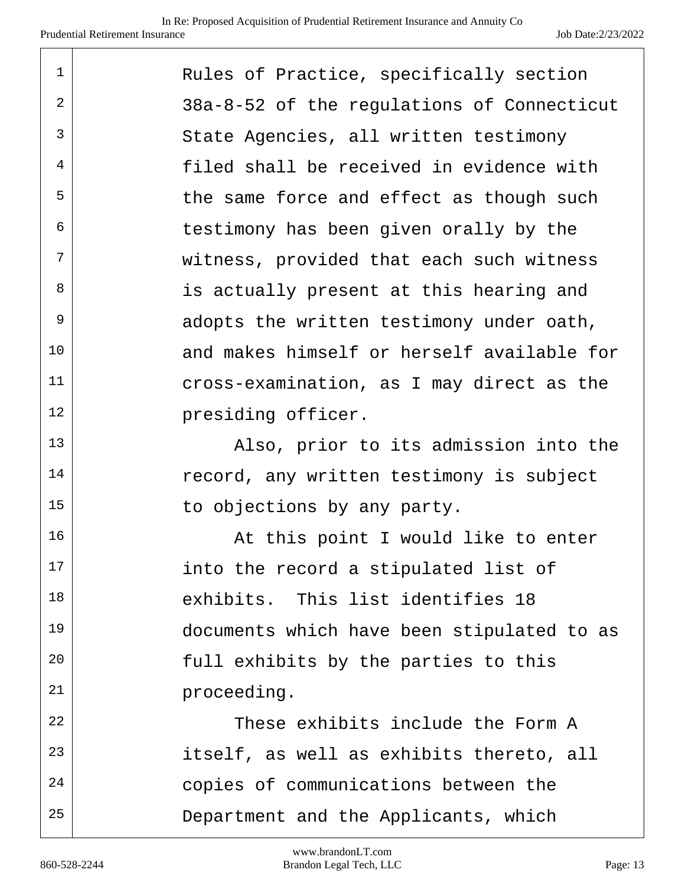Rules of Practice, specifically section 38a-8-52 of the regulations of Connecticut State Agencies, all written testimony filed shall be received in evidence with the same force and effect as though such testimony has been given orally by the witness, provided that each such witness is actually present at this hearing and adopts the written testimony under oath, and makes himself or herself available for cross-examination, as I may direct as the presiding officer.

Also, prior to its admission into the record, any written testimony is subject to objections by any party.

At this point I would like to enter into the record a stipulated list of exhibits. This list identifies 18 documents which have been stipulated to as full exhibits by the parties to this proceeding.

These exhibits include the Form A itself, as well as exhibits thereto, all copies of communications between the Department and the Applicants, which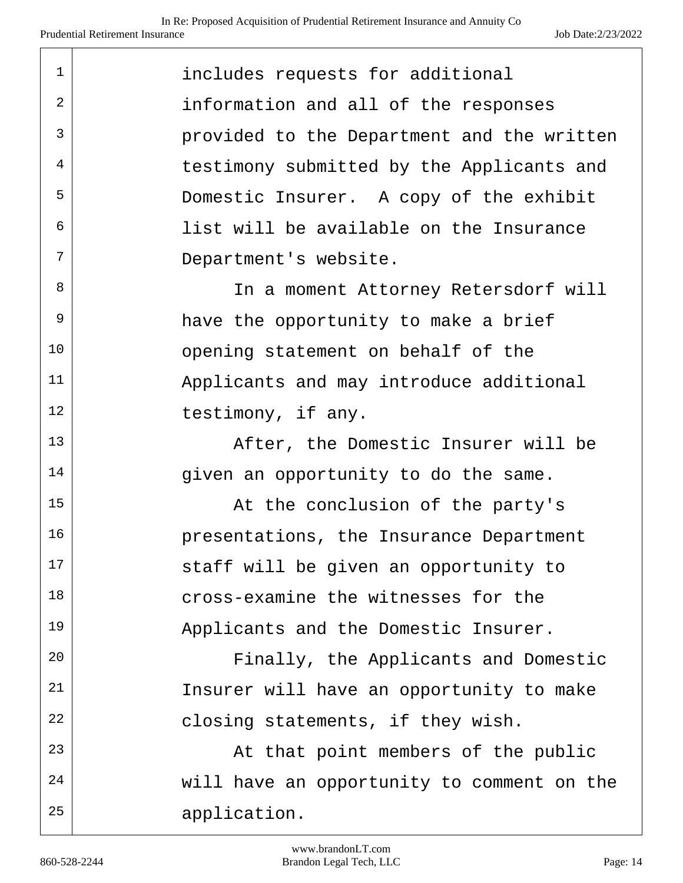includes requests for additional information and all of the responses provided to the Department and the written testimony submitted by the Applicants and Domestic Insurer. A copy of the exhibit list will be available on the Insurance Department's website.

In a moment Attorney Retersdorf will have the opportunity to make a brief opening statement on behalf of the Applicants and may introduce additional testimony, if any.

After, the Domestic Insurer will be given an opportunity to do the same.

At the conclusion of the party's presentations, the Insurance Department staff will be given an opportunity to cross-examine the witnesses for the Applicants and the Domestic Insurer.

Finally, the Applicants and Domestic Insurer will have an opportunity to make closing statements, if they wish.

At that point members of the public will have an opportunity to comment on the application.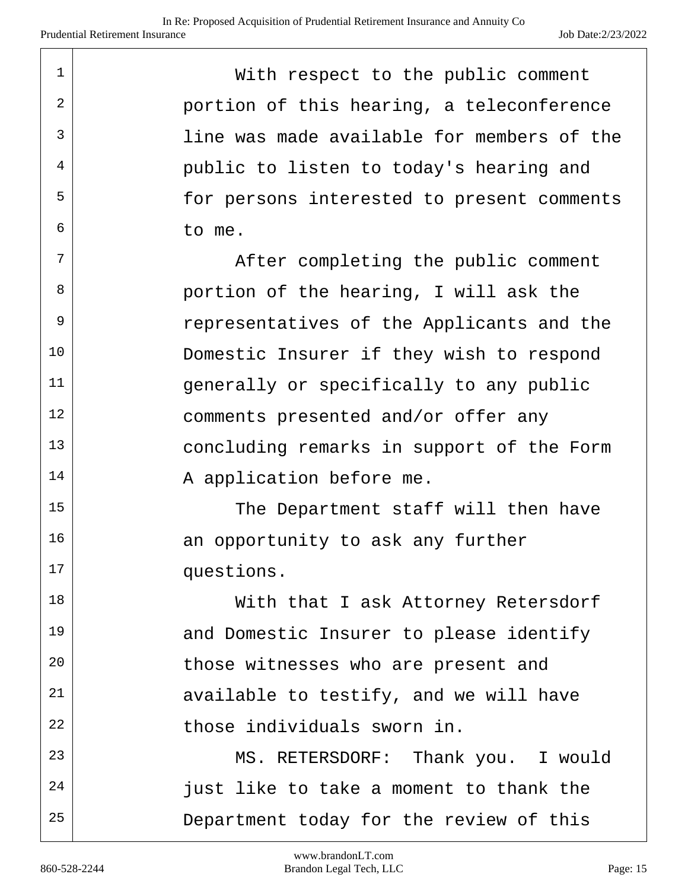With respect to the public comment portion of this hearing, a teleconference line was made available for members of the public to listen to today's hearing and for persons interested to present comments to me.

After completing the public comment portion of the hearing, I will ask the representatives of the Applicants and the Domestic Insurer if they wish to respond generally or specifically to any public comments presented and/or offer any concluding remarks in support of the Form A application before me.

The Department staff will then have an opportunity to ask any further questions.

With that I ask Attorney Retersdorf and Domestic Insurer to please identify those witnesses who are present and available to testify, and we will have those individuals sworn in.

MS. RETERSDORF: Thank you. I would just like to take a moment to thank the Department today for the review of this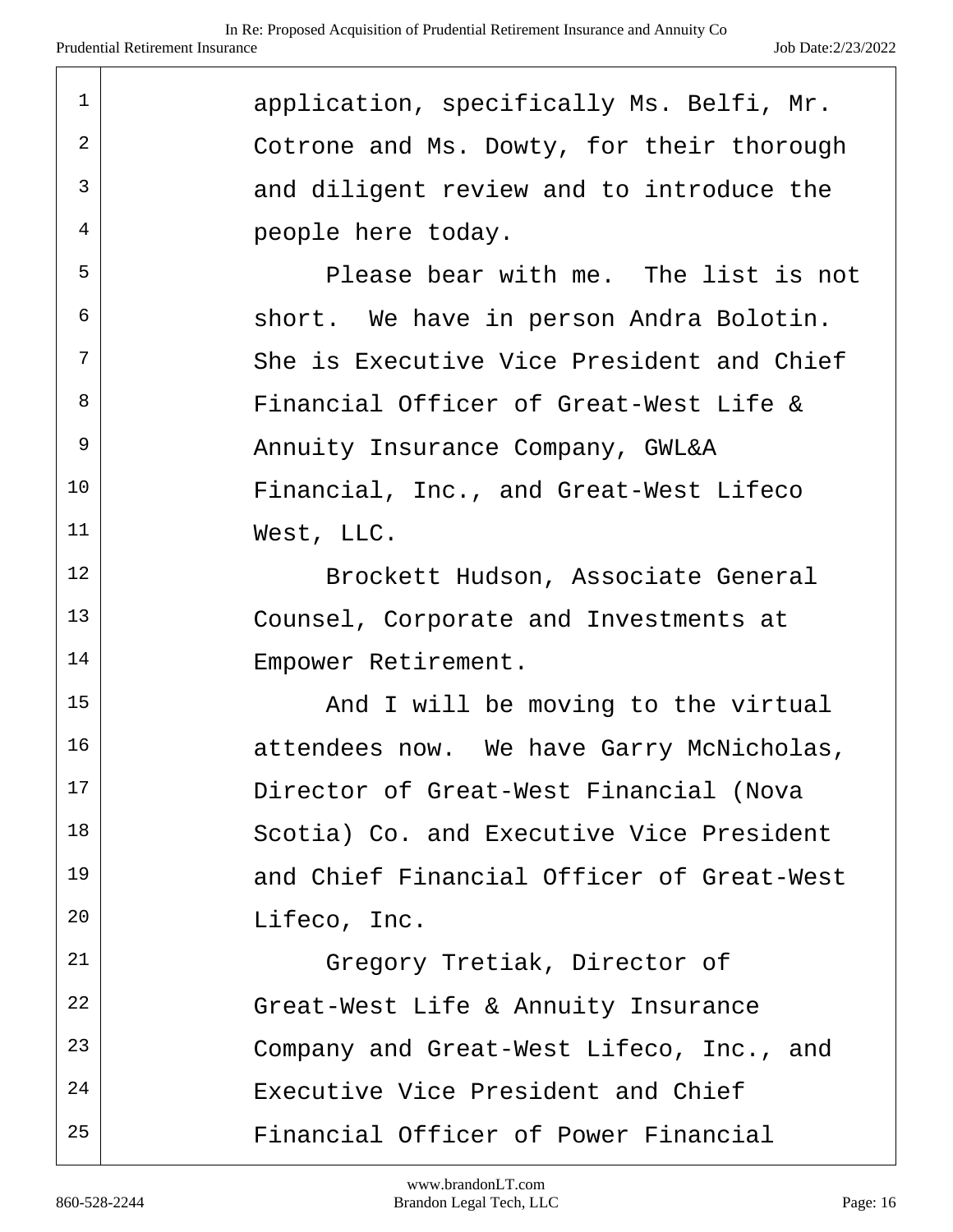application, specifically Ms. Belfi, Mr. Cotrone and Ms. Dowty, for their thorough and diligent review and to introduce the people here today.

Please bear with me. The list is not short. We have in person Andra Bolotin. She is Executive Vice President and Chief Financial Officer of Great-West Life & Annuity Insurance Company, GWL&A Financial, Inc., and Great-West Lifeco West, LLC.

Brockett Hudson, Associate General Counsel, Corporate and Investments at Empower Retirement.

And I will be moving to the virtual attendees now. We have Garry McNicholas, Director of Great-West Financial (Nova Scotia) Co. and Executive Vice President and Chief Financial Officer of Great-West Lifeco, Inc.

Gregory Tretiak, Director of Great-West Life & Annuity Insurance Company and Great-West Lifeco, Inc., and Executive Vice President and Chief Financial Officer of Power Financial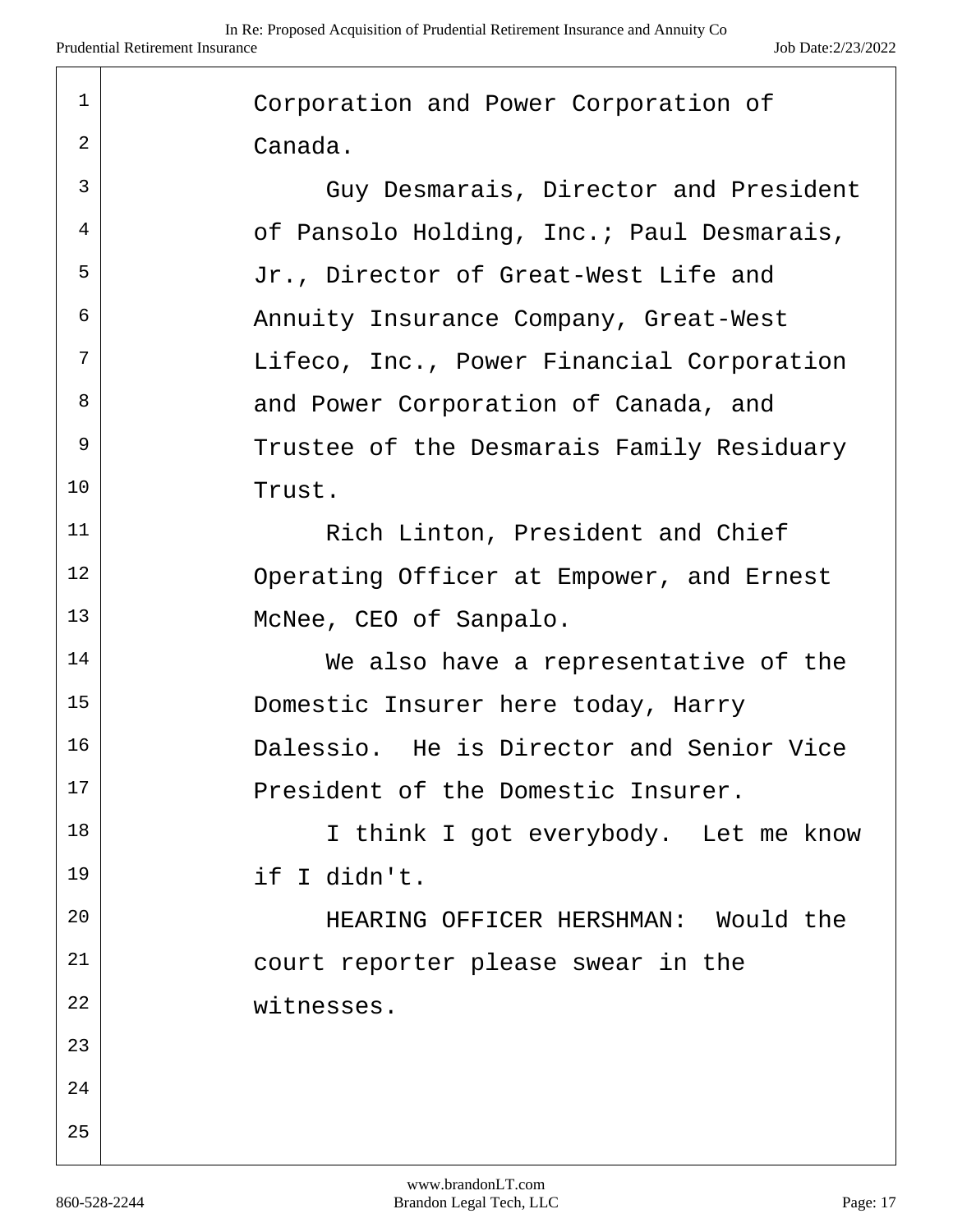Corporation and Power Corporation of Canada.

Guy Desmarais, Director and President of Pansolo Holding, Inc.; Paul Desmarais, Jr., Director of Great-West Life and Annuity Insurance Company, Great-West Lifeco, Inc., Power Financial Corporation and Power Corporation of Canada, and Trustee of the Desmarais Family Residuary Trust.

Rich Linton, President and Chief Operating Officer at Empower, and Ernest McNee, CEO of Sanpalo.

We also have a representative of the Domestic Insurer here today, Harry Dalessio. He is Director and Senior Vice President of the Domestic Insurer.

I think I got everybody. Let me know if I didn't.

HEARING OFFICER HERSHMAN: Would the court reporter please swear in the witnesses.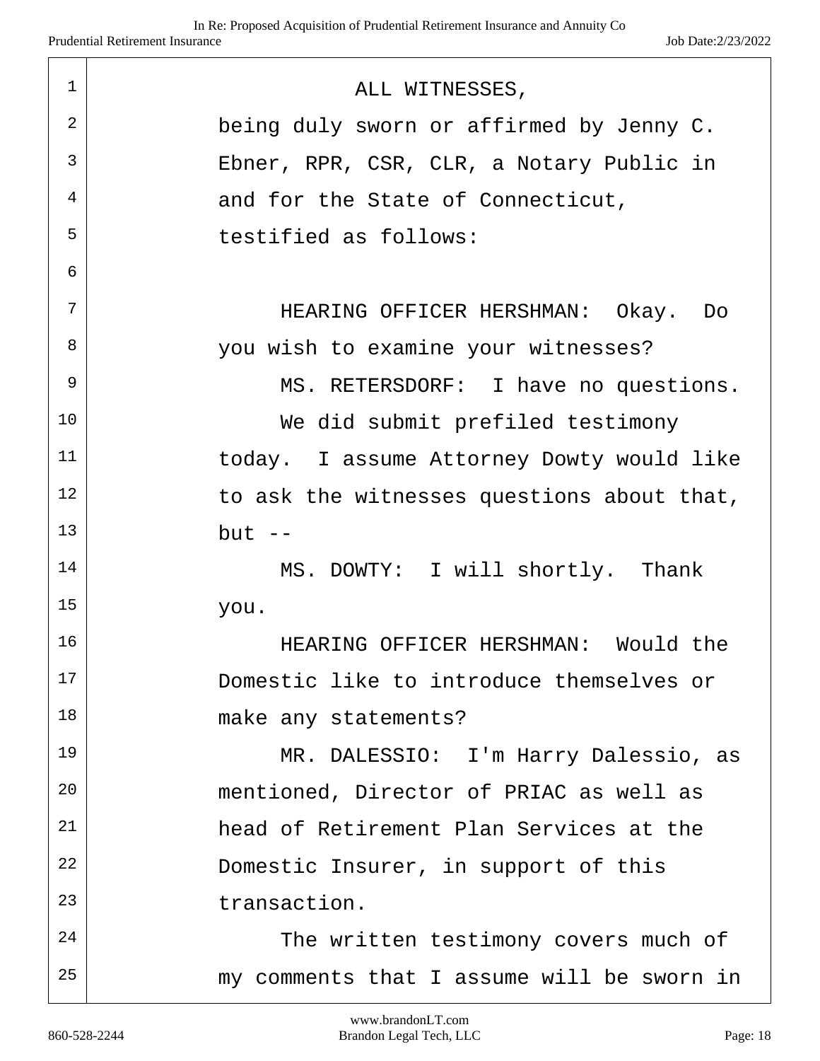ALL WITNESSES,

being duly sworn or affirmed by Jenny C. Ebner, RPR, CSR, CLR, a Notary Public in and for the State of Connecticut, testified as follows:

HEARING OFFICER HERSHMAN: Okay. Do you wish to examine your witnesses?

MS. RETERSDORF: I have no questions.

We did submit prefiled testimony today. I assume Attorney Dowty would like to ask the witnesses questions about that, but --

MS. DOWTY: I will shortly. Thank you.

HEARING OFFICER HERSHMAN: Would the Domestic like to introduce themselves or make any statements?

MR. DALESSIO: I'm Harry Dalessio, as mentioned, Director of PRIAC as well as head of Retirement Plan Services at the Domestic Insurer, in support of this transaction.

The written testimony covers much of my comments that I assume will be sworn in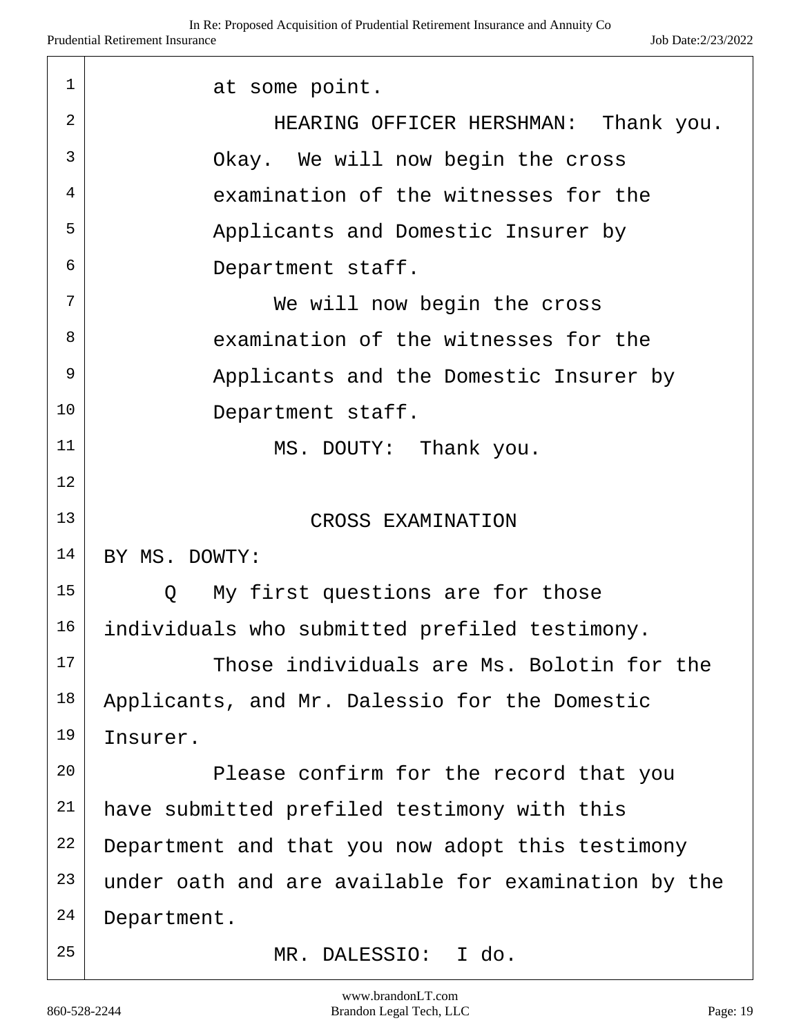at some point.

HEARING OFFICER HERSHMAN: Thank you. Okay. We will now begin the cross examination of the witnesses for the Applicants and Domestic Insurer by Department staff.

We will now begin the cross examination of the witnesses for the Applicants and the Domestic Insurer by Department staff.

MS. DOUTY: Thank you.

CROSS EXAMINATION

BY MS. DOWTY:

Q My first questions are for those individuals who submitted prefiled testimony.

Those individuals are Ms. Bolotin for the Applicants, and Mr. Dalessio for the Domestic Insurer.

Please confirm for the record that you have submitted prefiled testimony with this Department and that you now adopt this testimony under oath and are available for examination by the Department.

MR. DALESSIO: I do.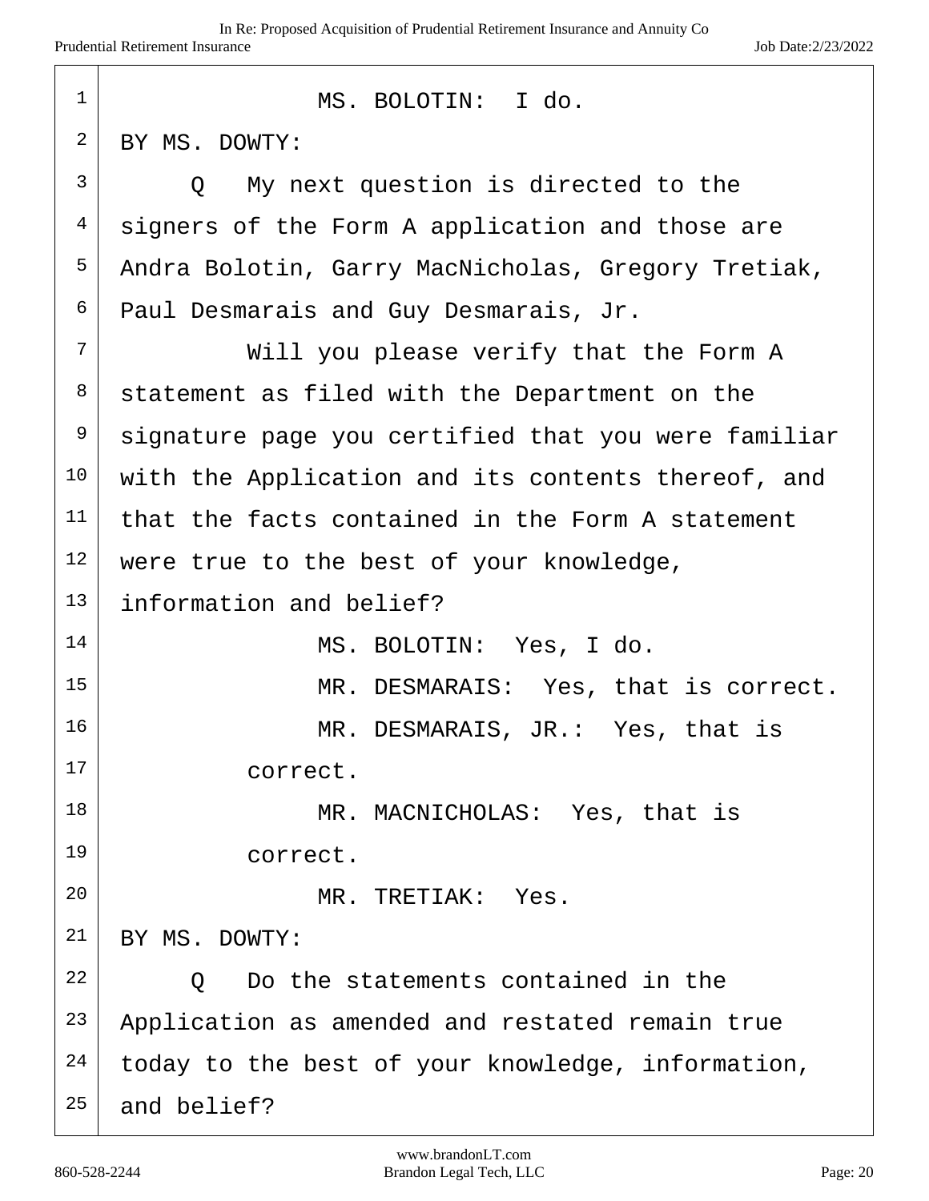MS. BOLOTIN: I do.

BY MS. DOWTY:

Q My next question is directed to the signers of the Form A application and those are Andra Bolotin, Garry MacNicholas, Gregory Tretiak, Paul Desmarais and Guy Desmarais, Jr.

Will you please verify that the Form A statement as filed with the Department on the signature page you certified that you were familiar with the Application and its contents thereof, and that the facts contained in the Form A statement were true to the best of your knowledge, information and belief?

MS. BOLOTIN: Yes, I do.

MR. DESMARAIS: Yes, that is correct.

MR. DESMARAIS, JR.: Yes, that is correct.

MR. MACNICHOLAS: Yes, that is correct.

MR. TRETIAK: Yes.

BY MS. DOWTY:

Q Do the statements contained in the Application as amended and restated remain true today to the best of your knowledge, information, and belief?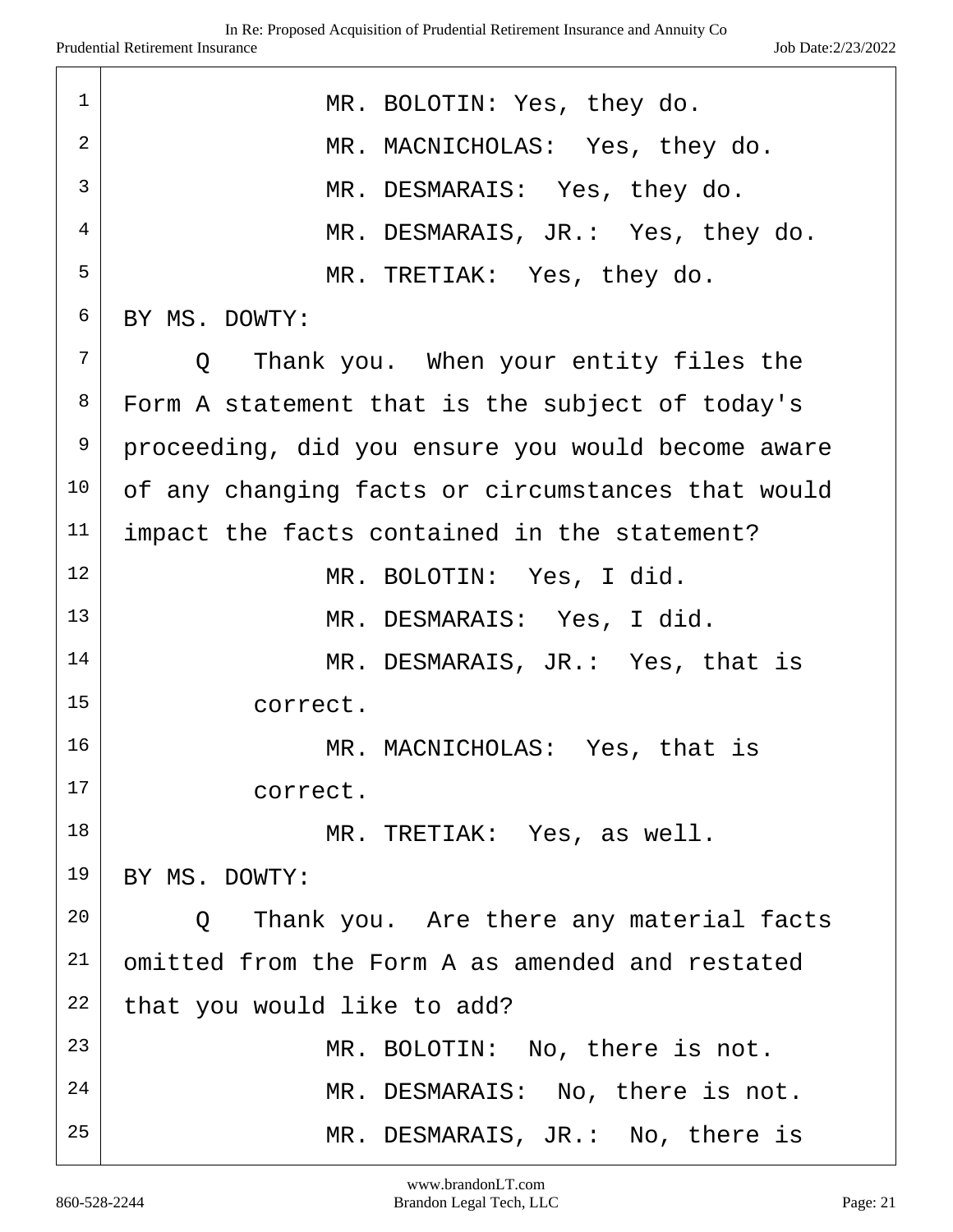1 MR. BOLOTIN: Yes, they do.
2 MR. MACNICHOLAS: Yes, they do.
3 MR. DESMARAIS: Yes, they do.
4 MR. DESMARAIS, JR.: Yes, they do.
5 MR. TRETIAK: Yes, they do.
6 BY MS. DOWTY:
7 Q Thank you. When your entity files the
8 Form A statement that is the subject of today's
9 proceeding, did you ensure you would become aware
10 of any changing facts or circumstances that would
11 impact the facts contained in the statement?
12 MR. BOLOTIN: Yes, I did.
13 MR. DESMARAIS: Yes, I did.
14 MR. DESMARAIS, JR.: Yes, that is
15 correct.
16 MR. MACNICHOLAS: Yes, that is
17 correct.
18 MR. TRETIAK: Yes, as well.
19 BY MS. DOWTY:
20 Q Thank you. Are there any material facts
21 omitted from the Form A as amended and restated
22 that you would like to add?
23 MR. BOLOTIN: No, there is not.
24 MR. DESMARAIS: No, there is not.
25 MR. DESMARAIS, JR.: No, there is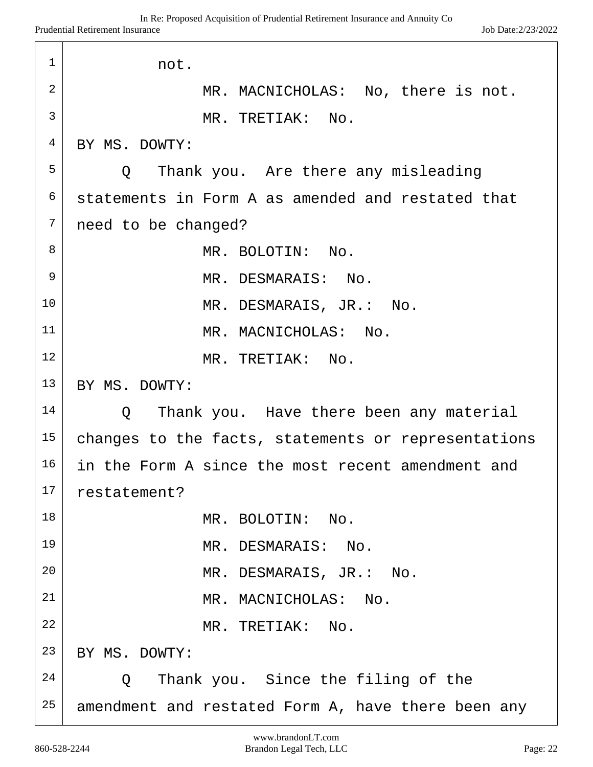not.

MR. MACNICHOLAS: No, there is not.

MR. TRETIAK: No.

BY MS. DOWTY:

Q Thank you. Are there any misleading statements in Form A as amended and restated that need to be changed?

MR. BOLOTIN: No.

MR. DESMARAIS: No.

MR. DESMARAIS, JR.: No.

MR. MACNICHOLAS: No.

MR. TRETIAK: No.

BY MS. DOWTY:

Q Thank you. Have there been any material changes to the facts, statements or representations in the Form A since the most recent amendment and restatement?

MR. BOLOTIN: No.

MR. DESMARAIS: No.

MR. DESMARAIS, JR.: No.

MR. MACNICHOLAS: No.

MR. TRETIAK: No.

BY MS. DOWTY:

Q Thank you. Since the filing of the amendment and restated Form A, have there been any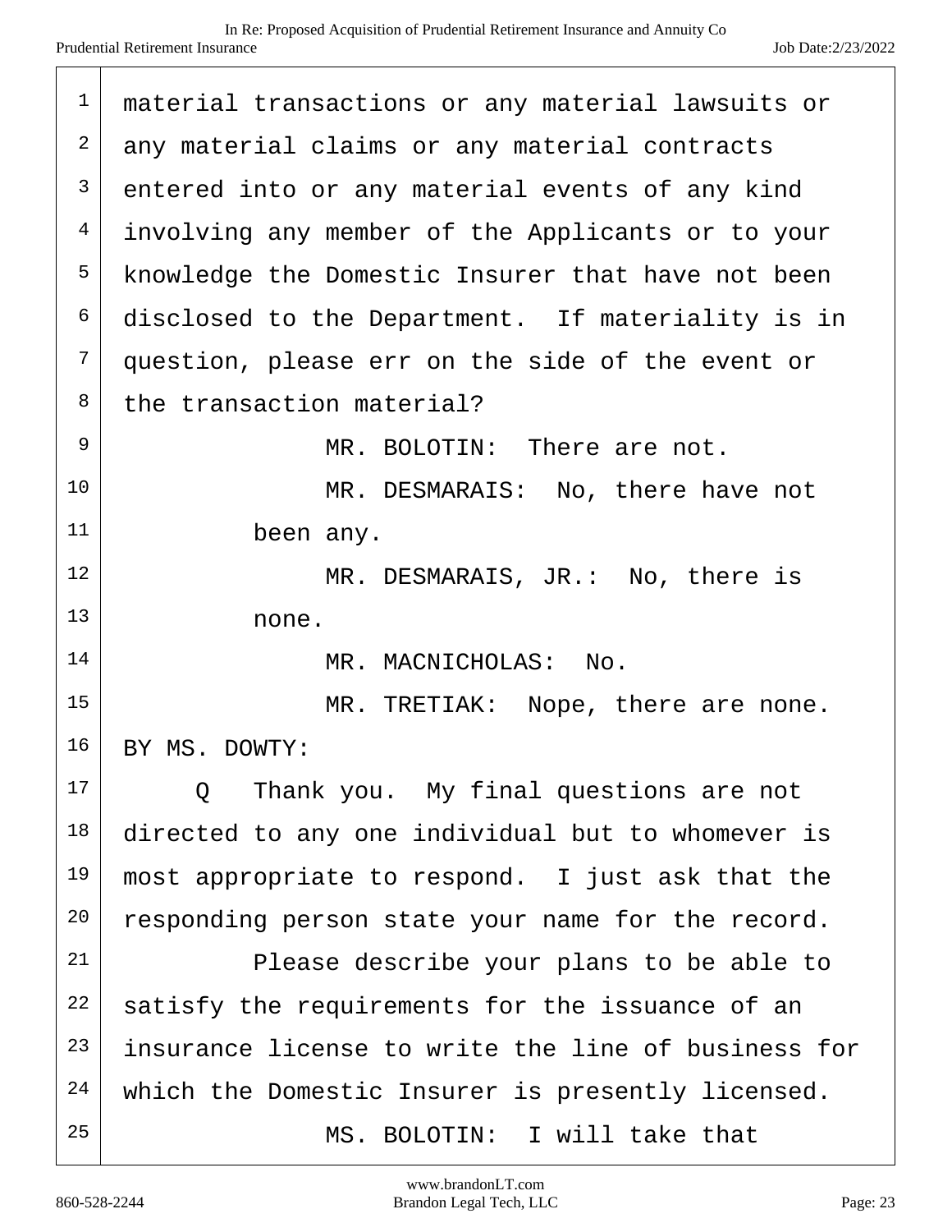material transactions or any material lawsuits or any material claims or any material contracts entered into or any material events of any kind involving any member of the Applicants or to your knowledge the Domestic Insurer that have not been disclosed to the Department. If materiality is in question, please err on the side of the event or the transaction material?

MR. BOLOTIN: There are not.

MR. DESMARAIS: No, there have not been any.

MR. DESMARAIS, JR.: No, there is none.

MR. MACNICHOLAS: No.

MR. TRETIAK: Nope, there are none.

BY MS. DOWTY:

Q Thank you. My final questions are not directed to any one individual but to whomever is most appropriate to respond. I just ask that the responding person state your name for the record.

Please describe your plans to be able to satisfy the requirements for the issuance of an insurance license to write the line of business for which the Domestic Insurer is presently licensed.

MS. BOLOTIN: I will take that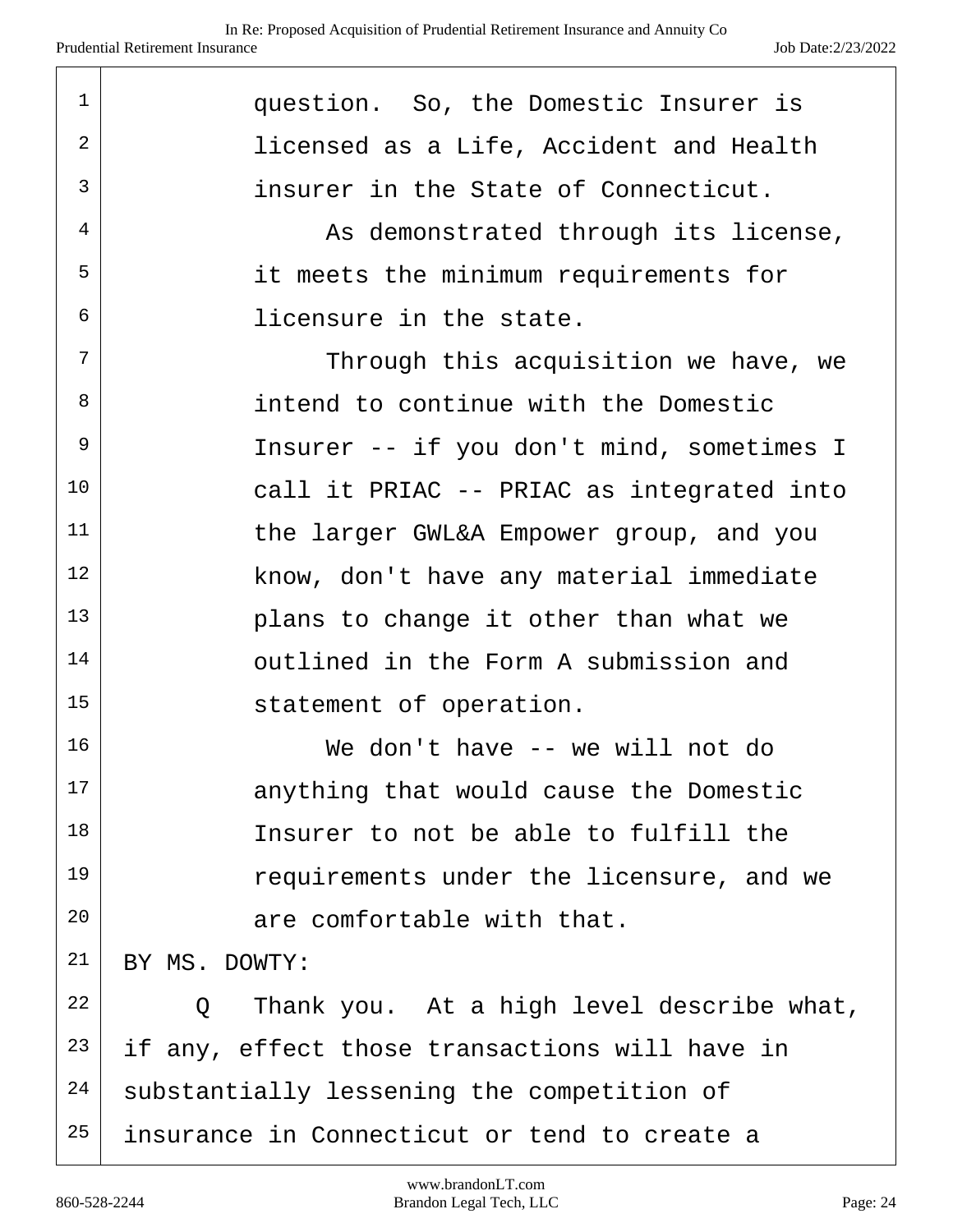question. So, the Domestic Insurer is licensed as a Life, Accident and Health insurer in the State of Connecticut.

As demonstrated through its license, it meets the minimum requirements for licensure in the state.

Through this acquisition we have, we intend to continue with the Domestic Insurer -- if you don't mind, sometimes I call it PRIAC -- PRIAC as integrated into the larger GWL&A Empower group, and you know, don't have any material immediate plans to change it other than what we outlined in the Form A submission and statement of operation.

We don't have -- we will not do anything that would cause the Domestic Insurer to not be able to fulfill the requirements under the licensure, and we are comfortable with that.

BY MS. DOWTY:

Q Thank you. At a high level describe what, if any, effect those transactions will have in substantially lessening the competition of insurance in Connecticut or tend to create a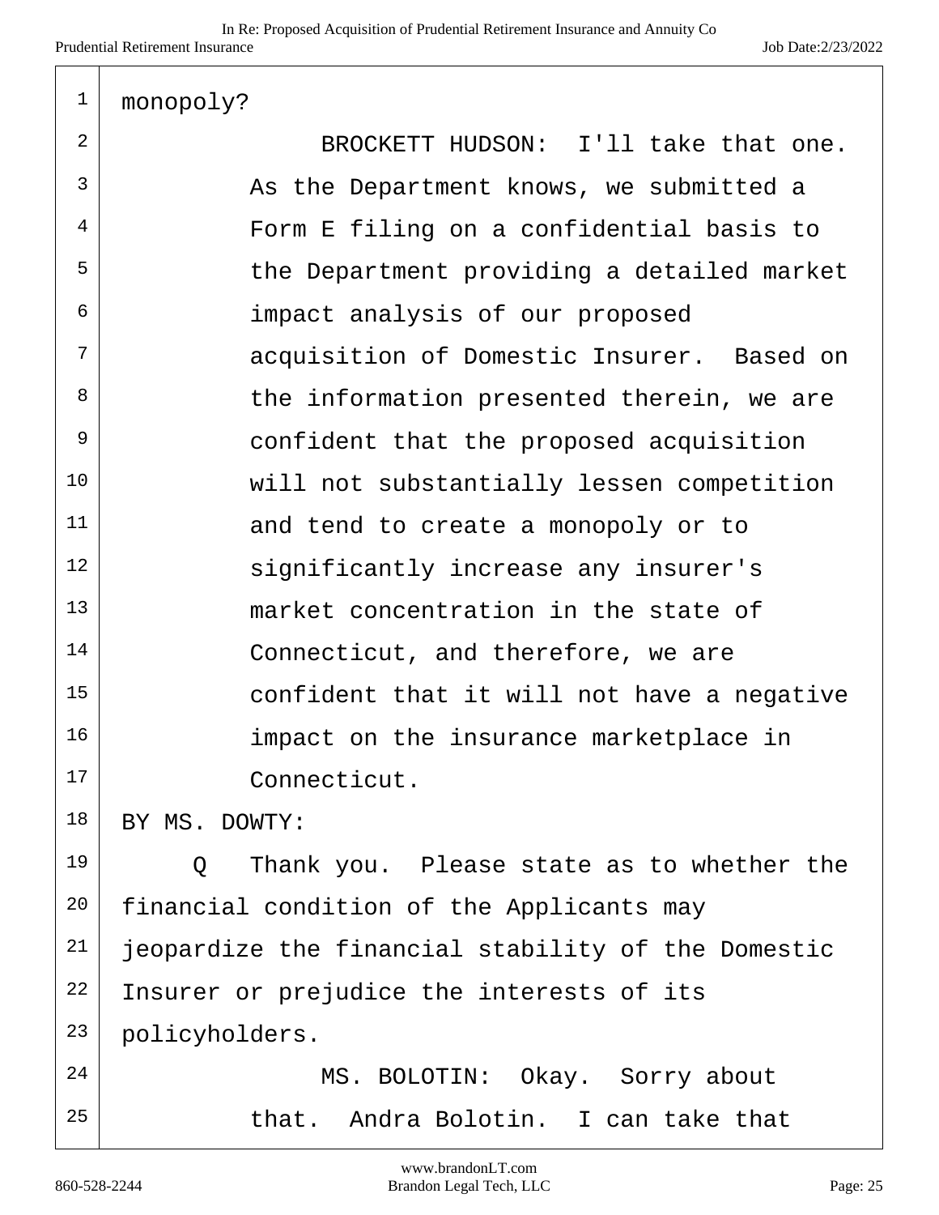monopoly?

BROCKETT HUDSON: I'll take that one. As the Department knows, we submitted a Form E filing on a confidential basis to the Department providing a detailed market impact analysis of our proposed acquisition of Domestic Insurer. Based on the information presented therein, we are confident that the proposed acquisition will not substantially lessen competition and tend to create a monopoly or to significantly increase any insurer's market concentration in the state of Connecticut, and therefore, we are confident that it will not have a negative impact on the insurance marketplace in Connecticut.

BY MS. DOWTY:

Q Thank you. Please state as to whether the financial condition of the Applicants may jeopardize the financial stability of the Domestic Insurer or prejudice the interests of its policyholders.

MS. BOLOTIN: Okay. Sorry about that. Andra Bolotin. I can take that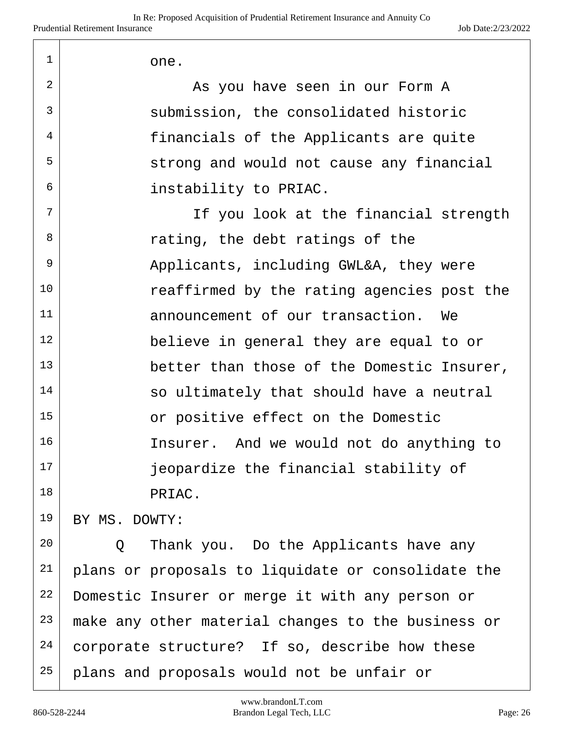one.

As you have seen in our Form A submission, the consolidated historic financials of the Applicants are quite strong and would not cause any financial instability to PRIAC.

If you look at the financial strength rating, the debt ratings of the Applicants, including GWL&A, they were reaffirmed by the rating agencies post the announcement of our transaction. We believe in general they are equal to or better than those of the Domestic Insurer, so ultimately that should have a neutral or positive effect on the Domestic Insurer. And we would not do anything to jeopardize the financial stability of PRIAC.

BY MS. DOWTY:

Q Thank you. Do the Applicants have any plans or proposals to liquidate or consolidate the Domestic Insurer or merge it with any person or make any other material changes to the business or corporate structure? If so, describe how these plans and proposals would not be unfair or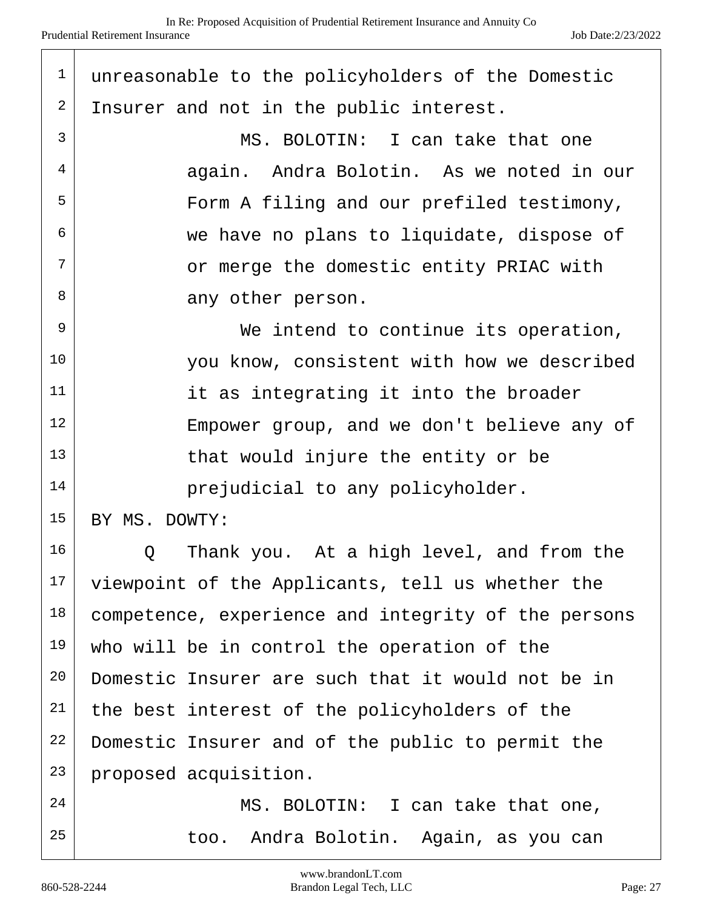unreasonable to the policyholders of the Domestic Insurer and not in the public interest.

MS. BOLOTIN: I can take that one again. Andra Bolotin. As we noted in our Form A filing and our prefiled testimony, we have no plans to liquidate, dispose of or merge the domestic entity PRIAC with any other person.

We intend to continue its operation, you know, consistent with how we described it as integrating it into the broader Empower group, and we don't believe any of that would injure the entity or be prejudicial to any policyholder.

BY MS. DOWTY:

Q Thank you. At a high level, and from the viewpoint of the Applicants, tell us whether the competence, experience and integrity of the persons who will be in control the operation of the Domestic Insurer are such that it would not be in the best interest of the policyholders of the Domestic Insurer and of the public to permit the proposed acquisition.

MS. BOLOTIN: I can take that one, too. Andra Bolotin. Again, as you can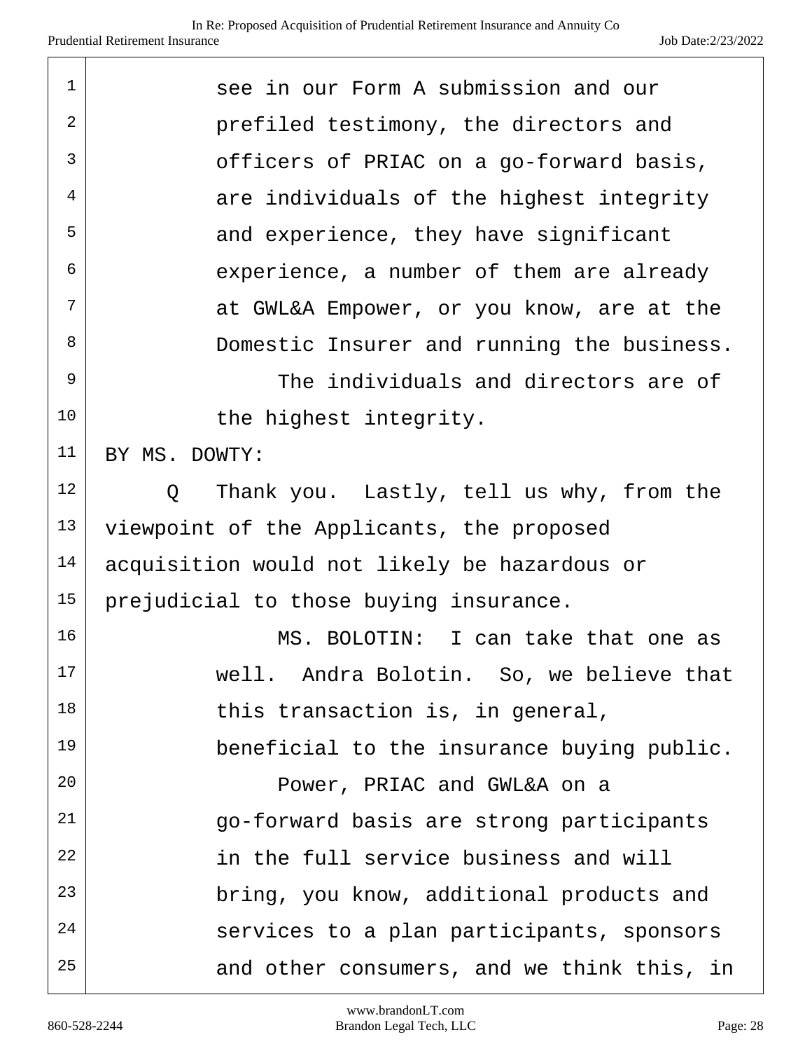see in our Form A submission and our prefiled testimony, the directors and officers of PRIAC on a go-forward basis, are individuals of the highest integrity and experience, they have significant experience, a number of them are already at GWL&A Empower, or you know, are at the Domestic Insurer and running the business.

The individuals and directors are of the highest integrity.

BY MS. DOWTY:

Q Thank you. Lastly, tell us why, from the viewpoint of the Applicants, the proposed acquisition would not likely be hazardous or prejudicial to those buying insurance.

MS. BOLOTIN: I can take that one as well. Andra Bolotin. So, we believe that this transaction is, in general, beneficial to the insurance buying public.

Power, PRIAC and GWL&A on a go-forward basis are strong participants in the full service business and will bring, you know, additional products and services to a plan participants, sponsors and other consumers, and we think this, in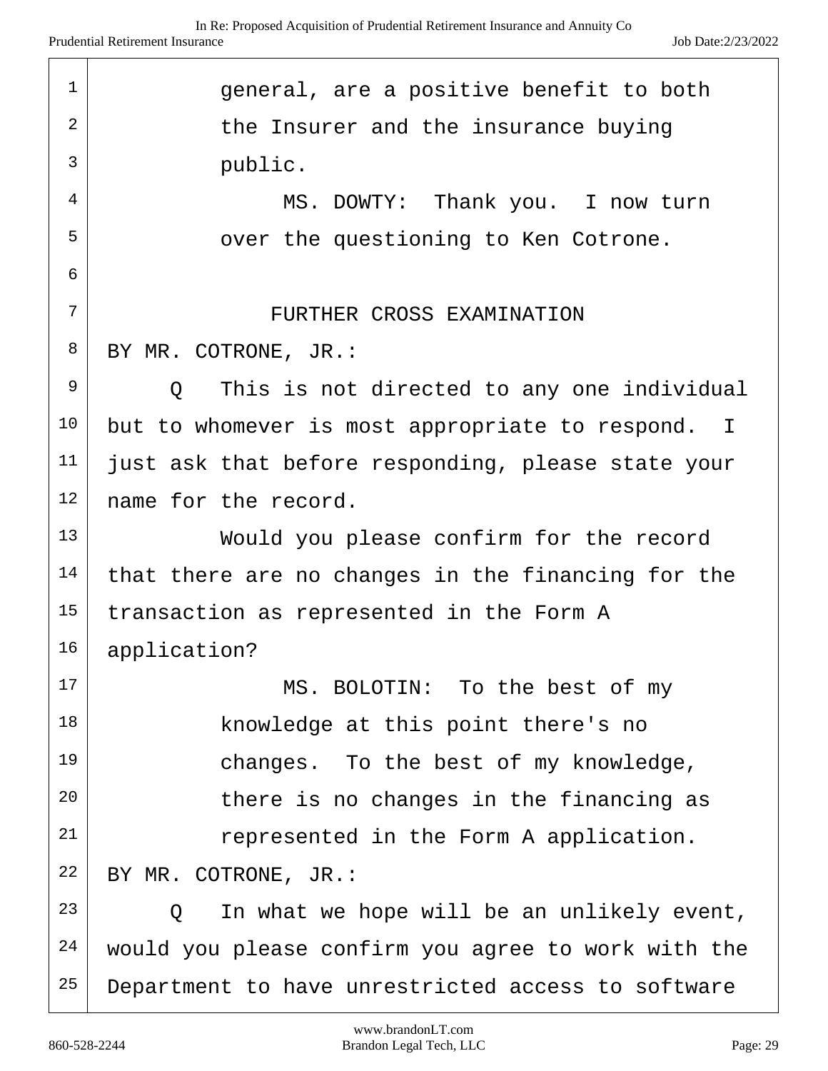general, are a positive benefit to both the Insurer and the insurance buying public.

MS. DOWTY: Thank you. I now turn over the questioning to Ken Cotrone.

FURTHER CROSS EXAMINATION

BY MR. COTRONE, JR.:

Q This is not directed to any one individual but to whomever is most appropriate to respond. I just ask that before responding, please state your name for the record.

Would you please confirm for the record that there are no changes in the financing for the transaction as represented in the Form A application?

MS. BOLOTIN: To the best of my knowledge at this point there's no changes. To the best of my knowledge, there is no changes in the financing as represented in the Form A application.

BY MR. COTRONE, JR.:

Q In what we hope will be an unlikely event, would you please confirm you agree to work with the Department to have unrestricted access to software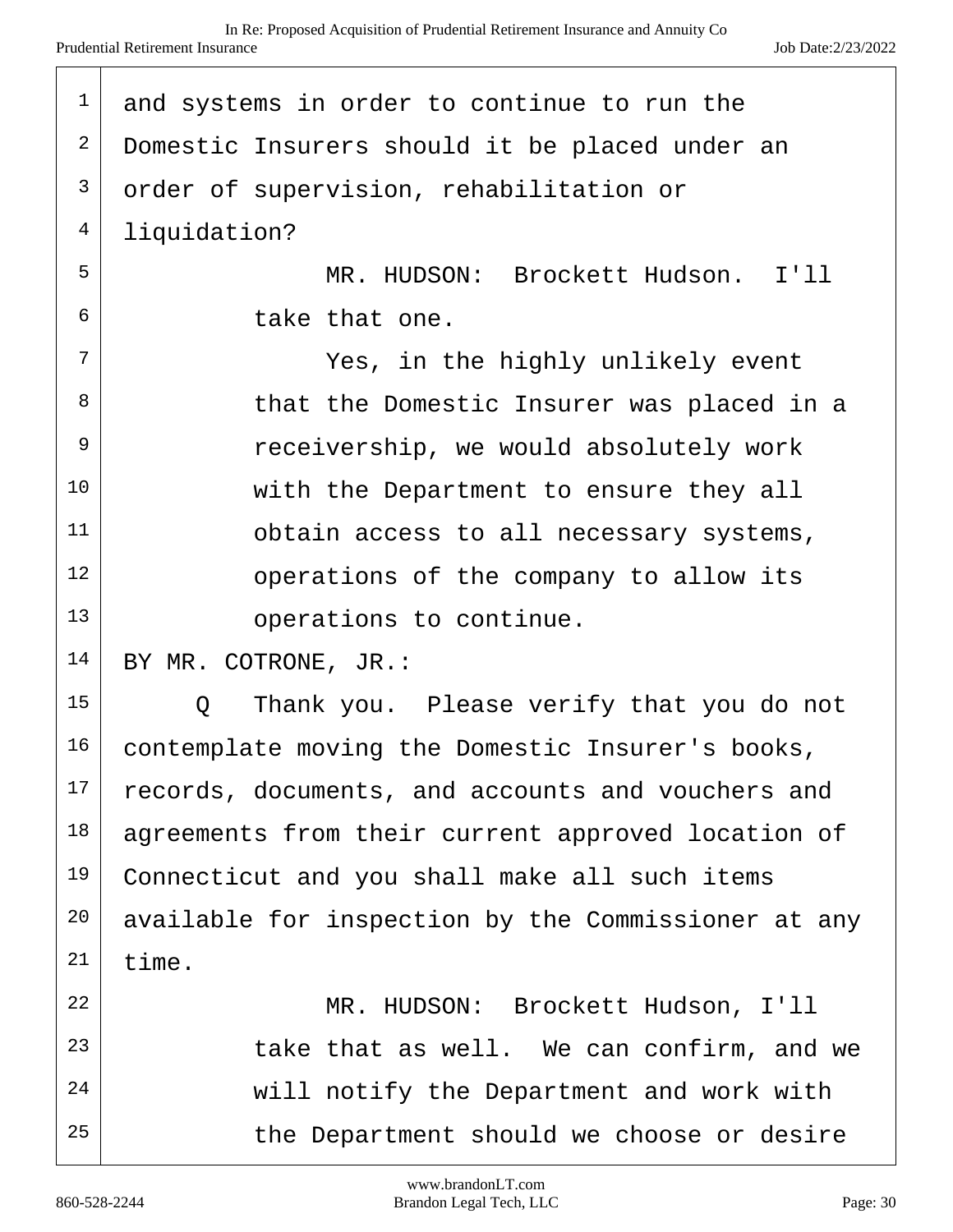and systems in order to continue to run the Domestic Insurers should it be placed under an order of supervision, rehabilitation or liquidation?

MR. HUDSON: Brockett Hudson. I'll take that one.

Yes, in the highly unlikely event that the Domestic Insurer was placed in a receivership, we would absolutely work with the Department to ensure they all obtain access to all necessary systems, operations of the company to allow its operations to continue.

BY MR. COTRONE, JR.:

Q Thank you. Please verify that you do not contemplate moving the Domestic Insurer's books, records, documents, and accounts and vouchers and agreements from their current approved location of Connecticut and you shall make all such items available for inspection by the Commissioner at any time.

MR. HUDSON: Brockett Hudson, I'll take that as well. We can confirm, and we will notify the Department and work with the Department should we choose or desire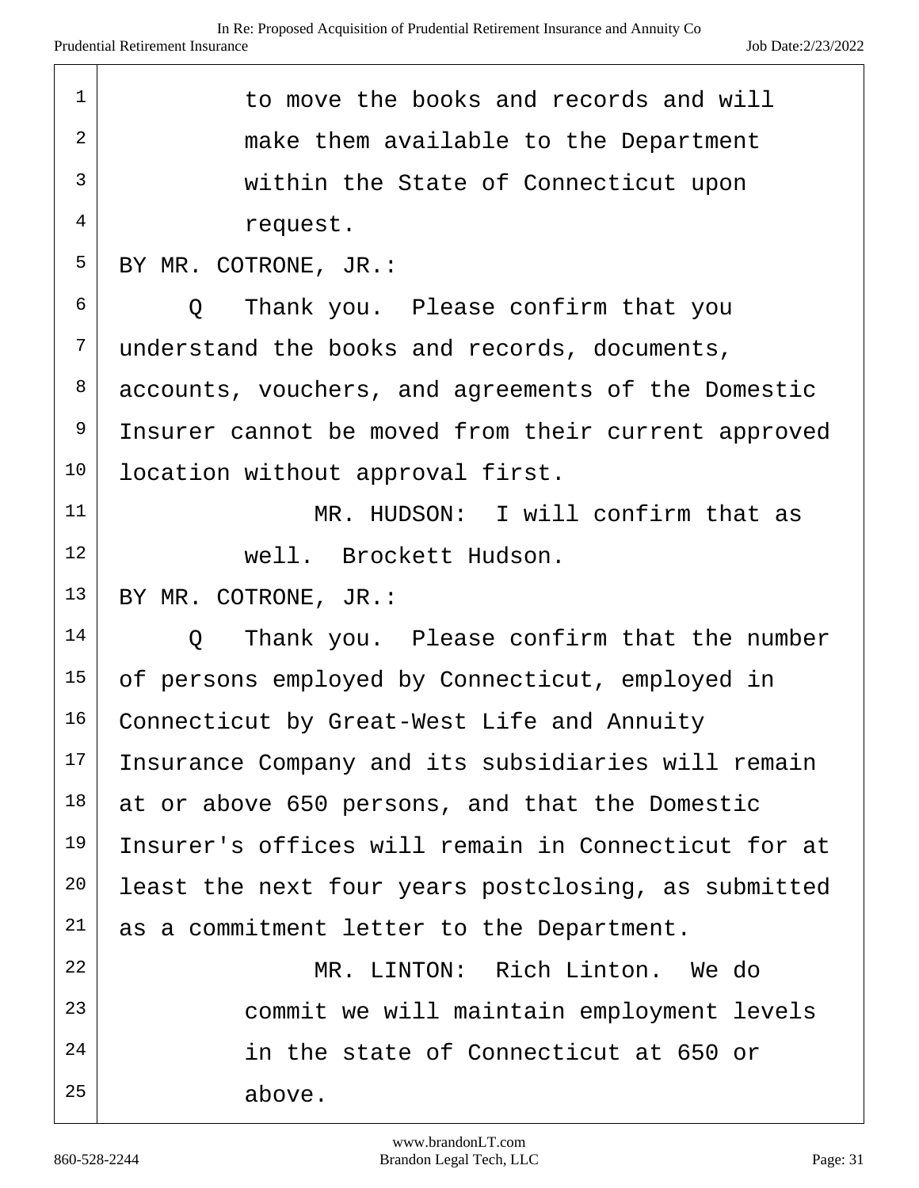to move the books and records and will make them available to the Department within the State of Connecticut upon request.

BY MR. COTRONE, JR.:

Q Thank you. Please confirm that you understand the books and records, documents, accounts, vouchers, and agreements of the Domestic Insurer cannot be moved from their current approved location without approval first.

MR. HUDSON: I will confirm that as well. Brockett Hudson.

BY MR. COTRONE, JR.:

Q Thank you. Please confirm that the number of persons employed by Connecticut, employed in Connecticut by Great-West Life and Annuity Insurance Company and its subsidiaries will remain at or above 650 persons, and that the Domestic Insurer's offices will remain in Connecticut for at least the next four years postclosing, as submitted as a commitment letter to the Department.

MR. LINTON: Rich Linton. We do commit we will maintain employment levels in the state of Connecticut at 650 or above.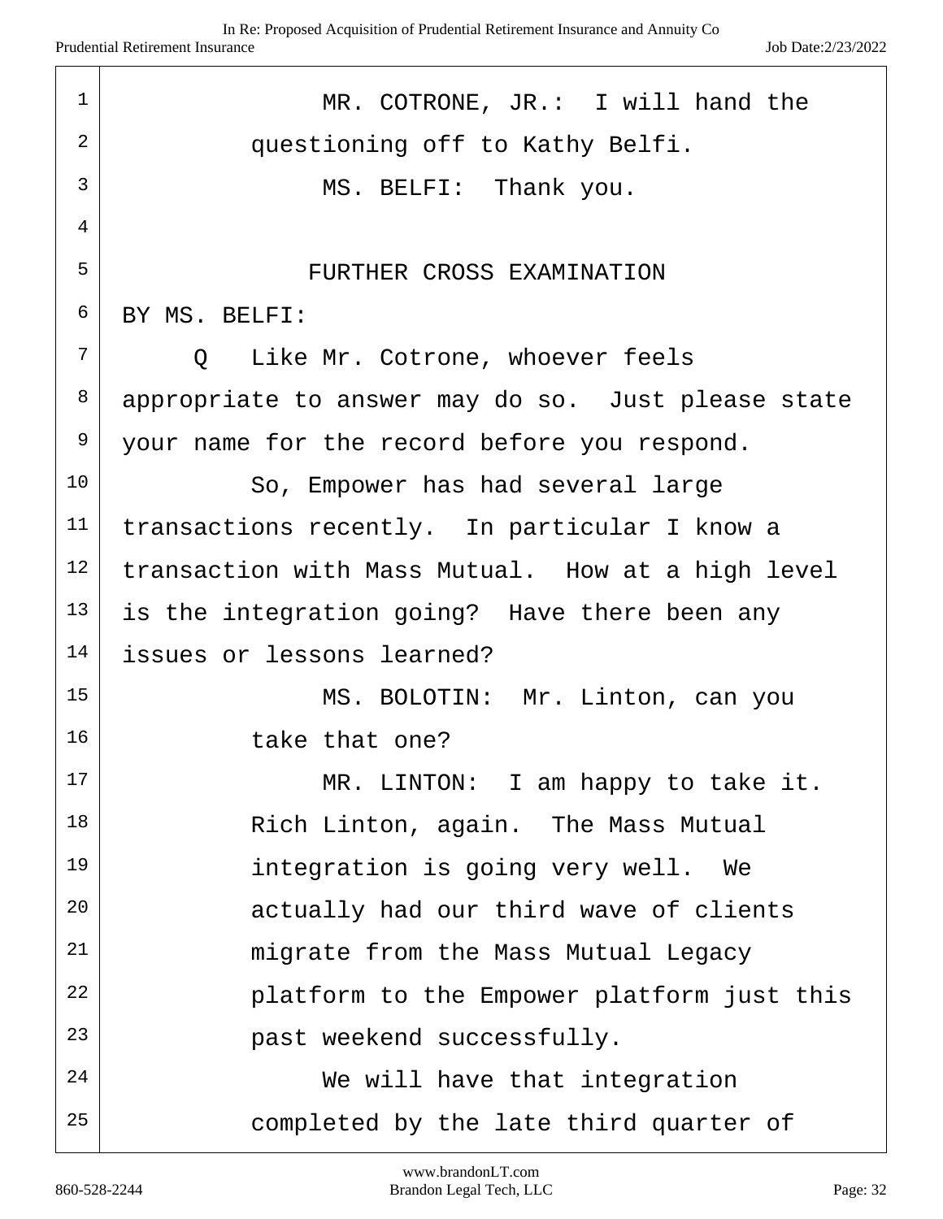MR. COTRONE, JR.: I will hand the questioning off to Kathy Belfi.

MS. BELFI: Thank you.

FURTHER CROSS EXAMINATION

BY MS. BELFI:

Q Like Mr. Cotrone, whoever feels appropriate to answer may do so. Just please state your name for the record before you respond.

So, Empower has had several large transactions recently. In particular I know a transaction with Mass Mutual. How at a high level is the integration going? Have there been any issues or lessons learned?

MS. BOLOTIN: Mr. Linton, can you take that one?

MR. LINTON: I am happy to take it. Rich Linton, again. The Mass Mutual integration is going very well. We actually had our third wave of clients migrate from the Mass Mutual Legacy platform to the Empower platform just this past weekend successfully.

We will have that integration completed by the late third quarter of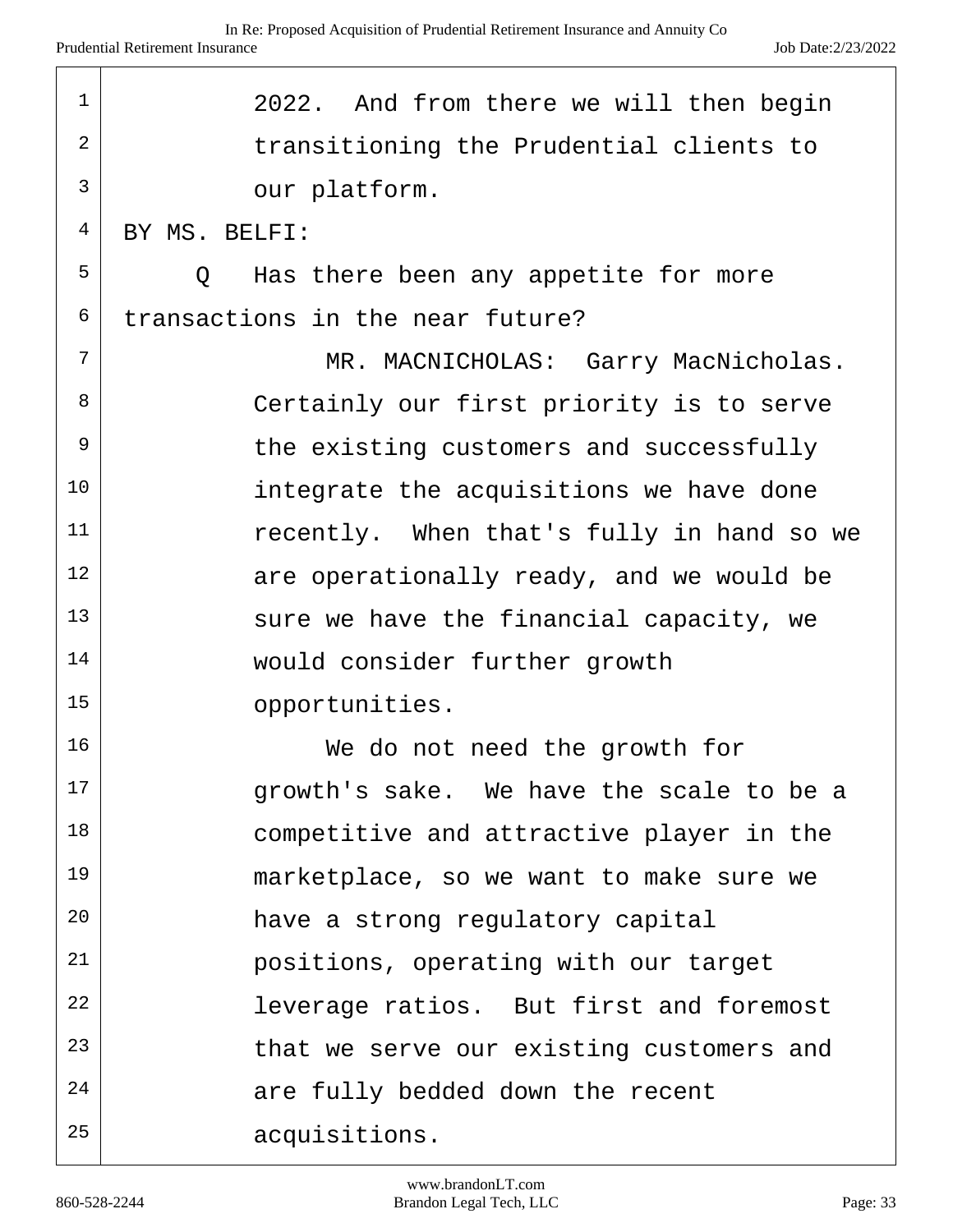2022. And from there we will then begin transitioning the Prudential clients to our platform.

BY MS. BELFI:

Q Has there been any appetite for more transactions in the near future?

MR. MACNICHOLAS: Garry MacNicholas. Certainly our first priority is to serve the existing customers and successfully integrate the acquisitions we have done recently. When that's fully in hand so we are operationally ready, and we would be sure we have the financial capacity, we would consider further growth opportunities.

We do not need the growth for growth's sake. We have the scale to be a competitive and attractive player in the marketplace, so we want to make sure we have a strong regulatory capital positions, operating with our target leverage ratios. But first and foremost that we serve our existing customers and are fully bedded down the recent acquisitions.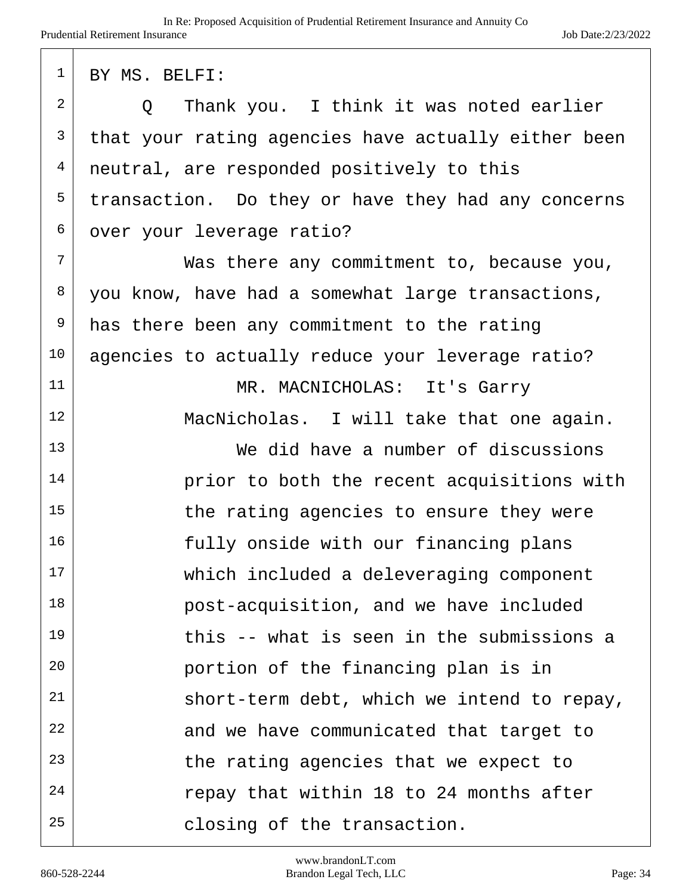BY MS. BELFI:

Q Thank you. I think it was noted earlier that your rating agencies have actually either been neutral, are responded positively to this transaction. Do they or have they had any concerns over your leverage ratio?

Was there any commitment to, because you, you know, have had a somewhat large transactions, has there been any commitment to the rating agencies to actually reduce your leverage ratio?

MR. MACNICHOLAS: It's Garry MacNicholas. I will take that one again.

We did have a number of discussions prior to both the recent acquisitions with the rating agencies to ensure they were fully onside with our financing plans which included a deleveraging component post-acquisition, and we have included this -- what is seen in the submissions a portion of the financing plan is in short-term debt, which we intend to repay, and we have communicated that target to the rating agencies that we expect to repay that within 18 to 24 months after closing of the transaction.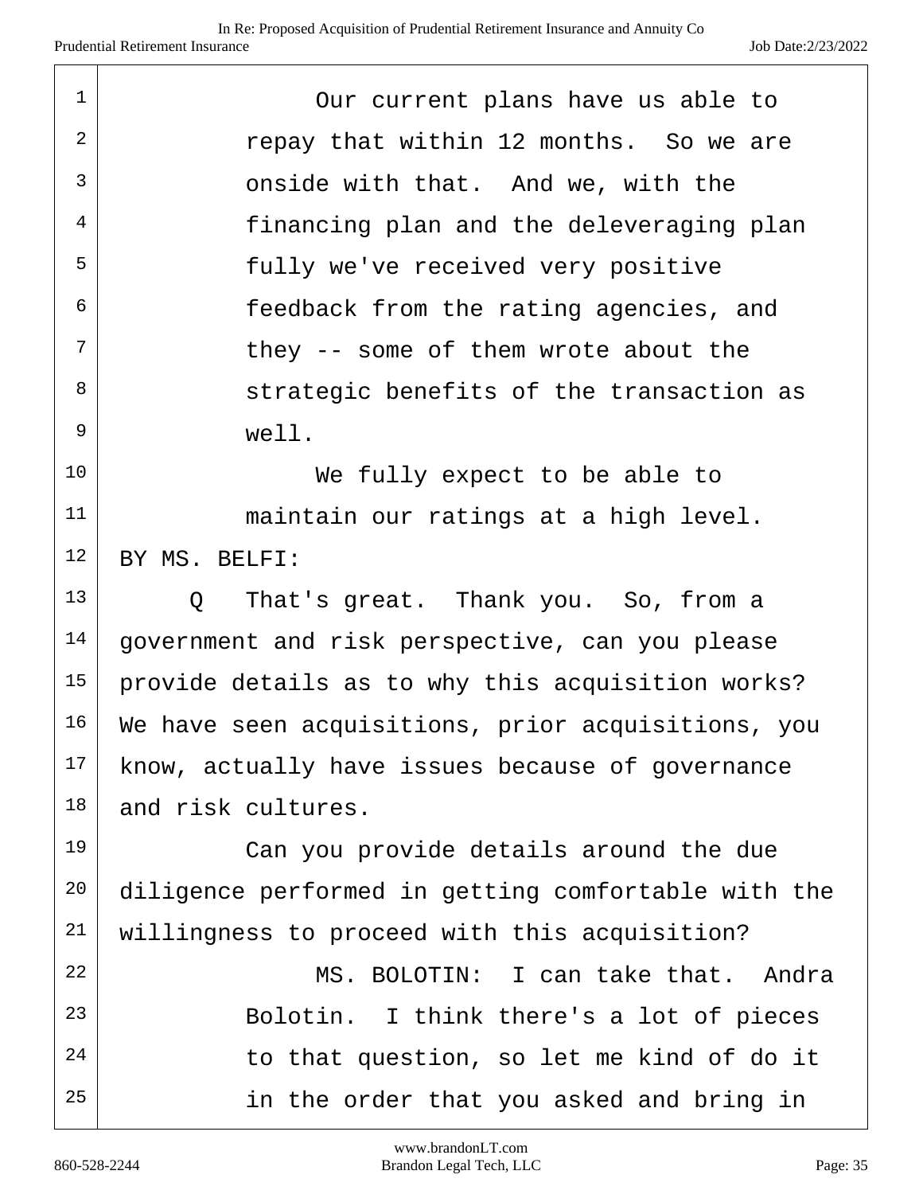Our current plans have us able to repay that within 12 months. So we are onside with that. And we, with the financing plan and the deleveraging plan fully we've received very positive feedback from the rating agencies, and they -- some of them wrote about the strategic benefits of the transaction as well.

We fully expect to be able to maintain our ratings at a high level.

BY MS. BELFI:

Q That's great. Thank you. So, from a government and risk perspective, can you please provide details as to why this acquisition works? We have seen acquisitions, prior acquisitions, you know, actually have issues because of governance and risk cultures.

Can you provide details around the due diligence performed in getting comfortable with the willingness to proceed with this acquisition?

MS. BOLOTIN: I can take that. Andra Bolotin. I think there's a lot of pieces to that question, so let me kind of do it in the order that you asked and bring in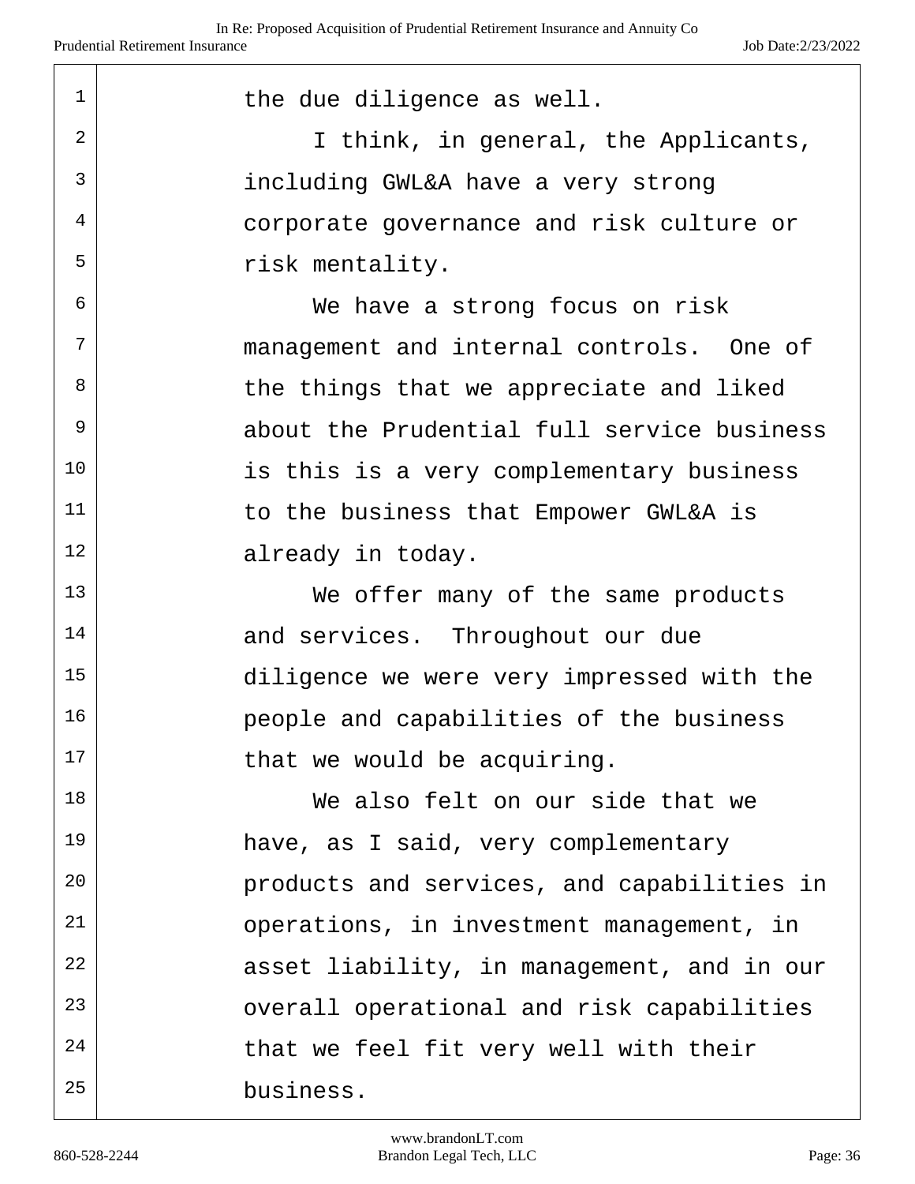1 the due diligence as well.

2 I think, in general, the Applicants,
3 including GWL&A have a very strong
4 corporate governance and risk culture or
5 risk mentality.

6 We have a strong focus on risk
7 management and internal controls. One of
8 the things that we appreciate and liked
9 about the Prudential full service business
10 is this is a very complementary business
11 to the business that Empower GWL&A is
12 already in today.

13 We offer many of the same products
14 and services. Throughout our due
15 diligence we were very impressed with the
16 people and capabilities of the business
17 that we would be acquiring.

18 We also felt on our side that we
19 have, as I said, very complementary
20 products and services, and capabilities in
21 operations, in investment management, in
22 asset liability, in management, and in our
23 overall operational and risk capabilities
24 that we feel fit very well with their
25 business.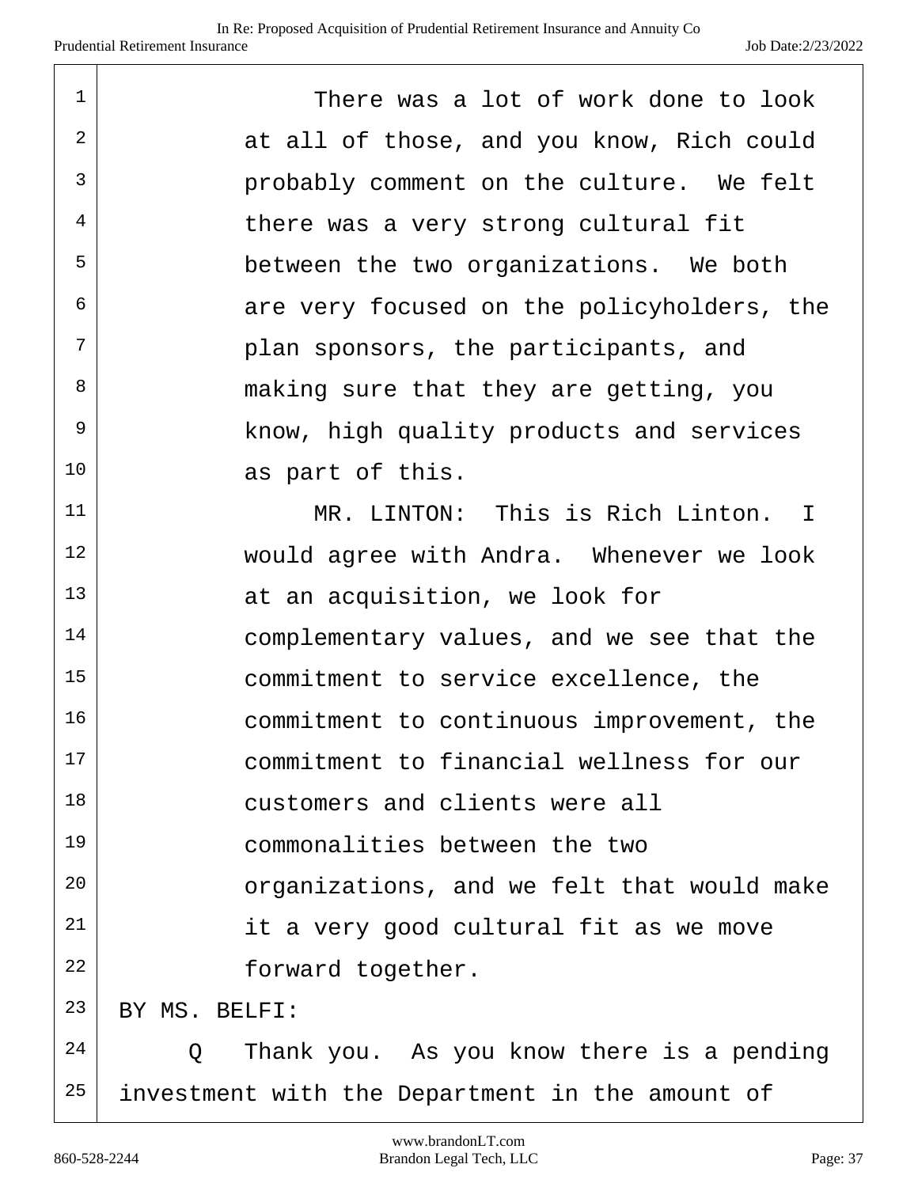There was a lot of work done to look at all of those, and you know, Rich could probably comment on the culture. We felt there was a very strong cultural fit between the two organizations. We both are very focused on the policyholders, the plan sponsors, the participants, and making sure that they are getting, you know, high quality products and services as part of this.

MR. LINTON: This is Rich Linton. I would agree with Andra. Whenever we look at an acquisition, we look for complementary values, and we see that the commitment to service excellence, the commitment to continuous improvement, the commitment to financial wellness for our customers and clients were all commonalities between the two organizations, and we felt that would make it a very good cultural fit as we move forward together.

BY MS. BELFI:

Q Thank you. As you know there is a pending investment with the Department in the amount of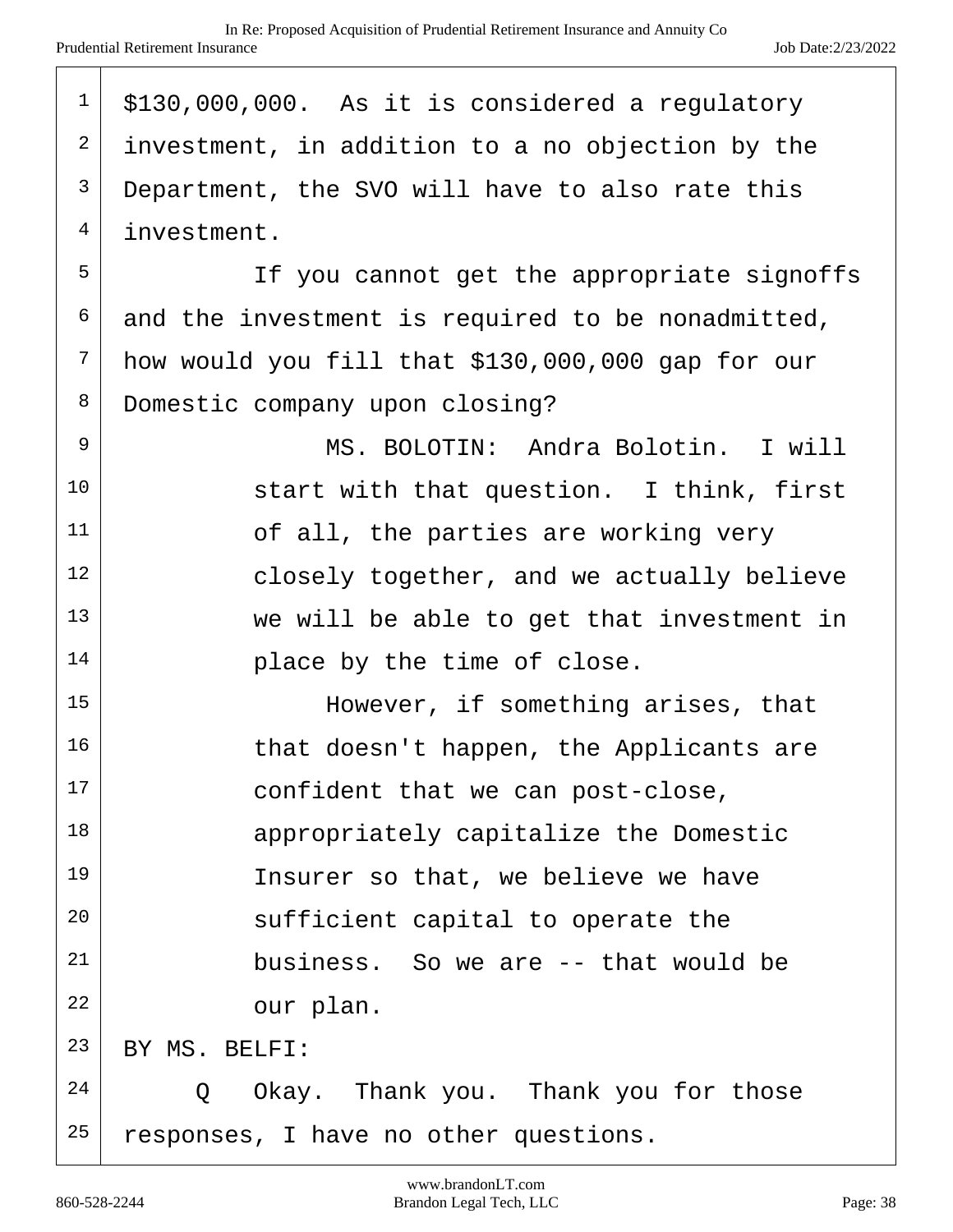$130,000,000. As it is considered a regulatory investment, in addition to a no objection by the Department, the SVO will have to also rate this investment.

If you cannot get the appropriate signoffs and the investment is required to be nonadmitted, how would you fill that $130,000,000 gap for our Domestic company upon closing?

MS. BOLOTIN: Andra Bolotin. I will start with that question. I think, first of all, the parties are working very closely together, and we actually believe we will be able to get that investment in place by the time of close.

However, if something arises, that that doesn't happen, the Applicants are confident that we can post-close, appropriately capitalize the Domestic Insurer so that, we believe we have sufficient capital to operate the business. So we are -- that would be our plan.

BY MS. BELFI:

Q Okay. Thank you. Thank you for those responses, I have no other questions.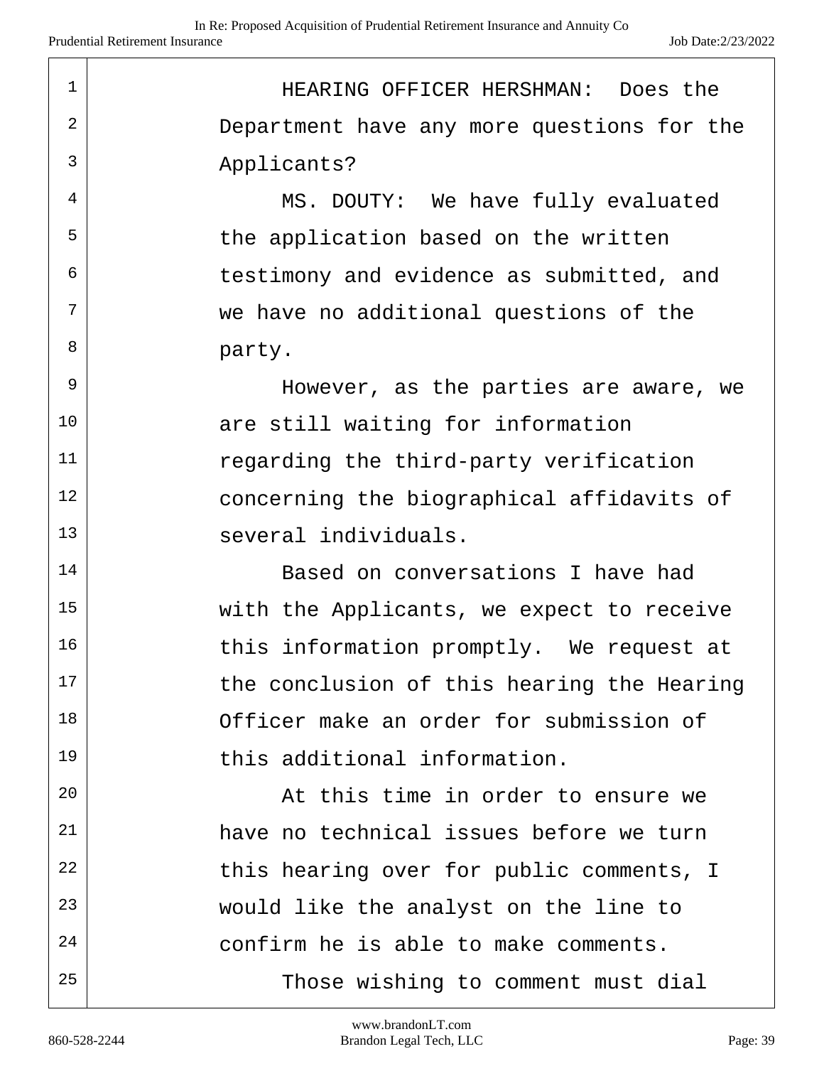HEARING OFFICER HERSHMAN: Does the Department have any more questions for the Applicants?

MS. DOUTY: We have fully evaluated the application based on the written testimony and evidence as submitted, and we have no additional questions of the party.

However, as the parties are aware, we are still waiting for information regarding the third-party verification concerning the biographical affidavits of several individuals.

Based on conversations I have had with the Applicants, we expect to receive this information promptly. We request at the conclusion of this hearing the Hearing Officer make an order for submission of this additional information.

At this time in order to ensure we have no technical issues before we turn this hearing over for public comments, I would like the analyst on the line to confirm he is able to make comments.

Those wishing to comment must dial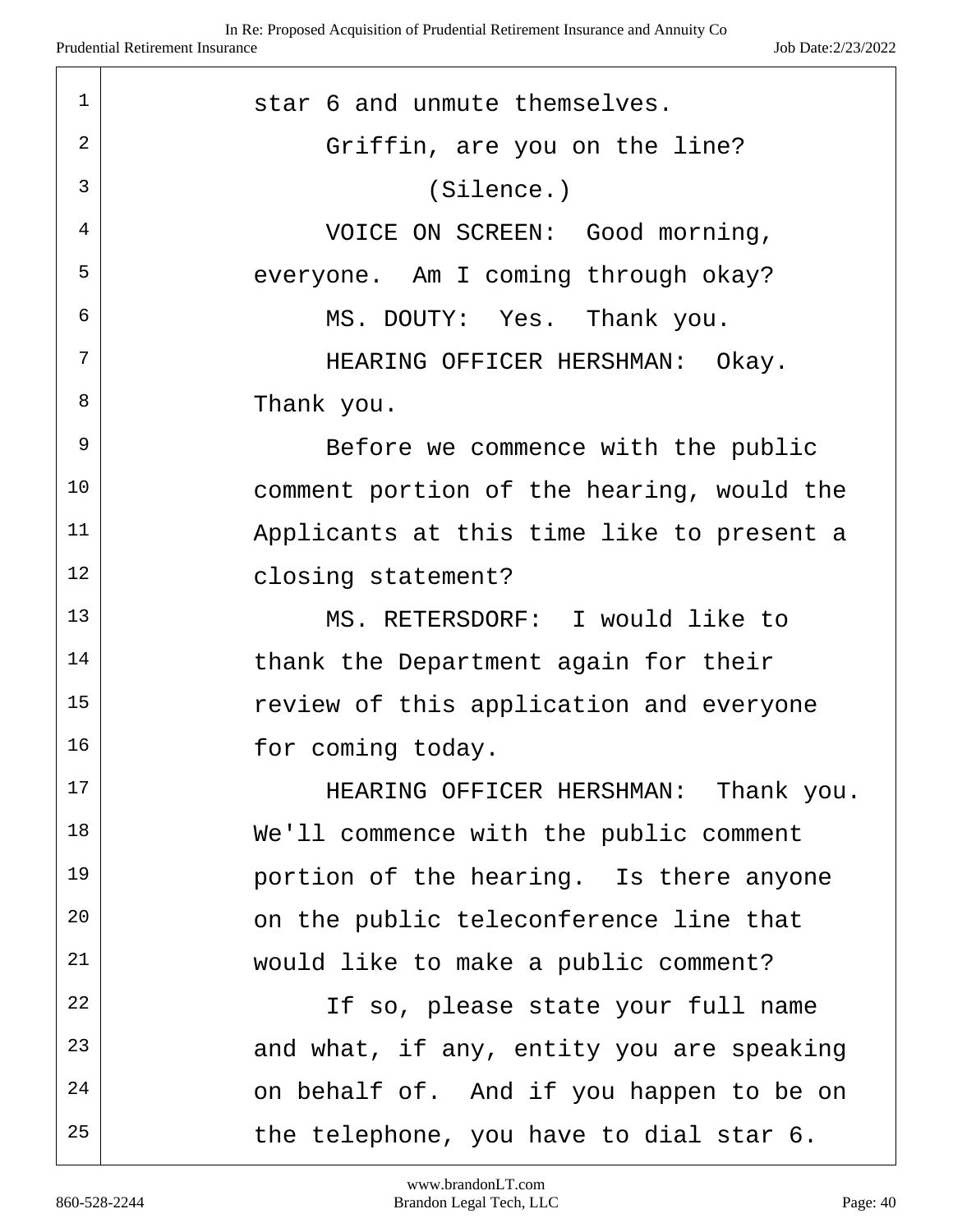star 6 and unmute themselves.

Griffin, are you on the line?

(Silence.)

VOICE ON SCREEN: Good morning, everyone. Am I coming through okay?

MS. DOUTY: Yes. Thank you.

HEARING OFFICER HERSHMAN: Okay. Thank you.

Before we commence with the public comment portion of the hearing, would the Applicants at this time like to present a closing statement?

MS. RETERSDORF: I would like to thank the Department again for their review of this application and everyone for coming today.

HEARING OFFICER HERSHMAN: Thank you. We'll commence with the public comment portion of the hearing. Is there anyone on the public teleconference line that would like to make a public comment?

If so, please state your full name and what, if any, entity you are speaking on behalf of. And if you happen to be on the telephone, you have to dial star 6.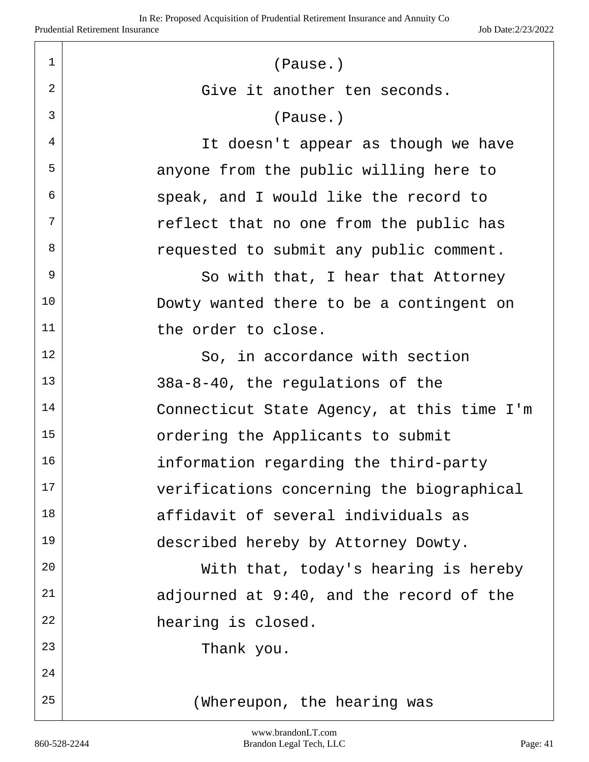(Pause.)

Give it another ten seconds.

(Pause.)

It doesn't appear as though we have anyone from the public willing here to speak, and I would like the record to reflect that no one from the public has requested to submit any public comment.

So with that, I hear that Attorney Dowty wanted there to be a contingent on the order to close.

So, in accordance with section 38a-8-40, the regulations of the Connecticut State Agency, at this time I'm ordering the Applicants to submit information regarding the third-party verifications concerning the biographical affidavit of several individuals as described hereby by Attorney Dowty.

With that, today's hearing is hereby adjourned at 9:40, and the record of the hearing is closed.

Thank you.

(Whereupon, the hearing was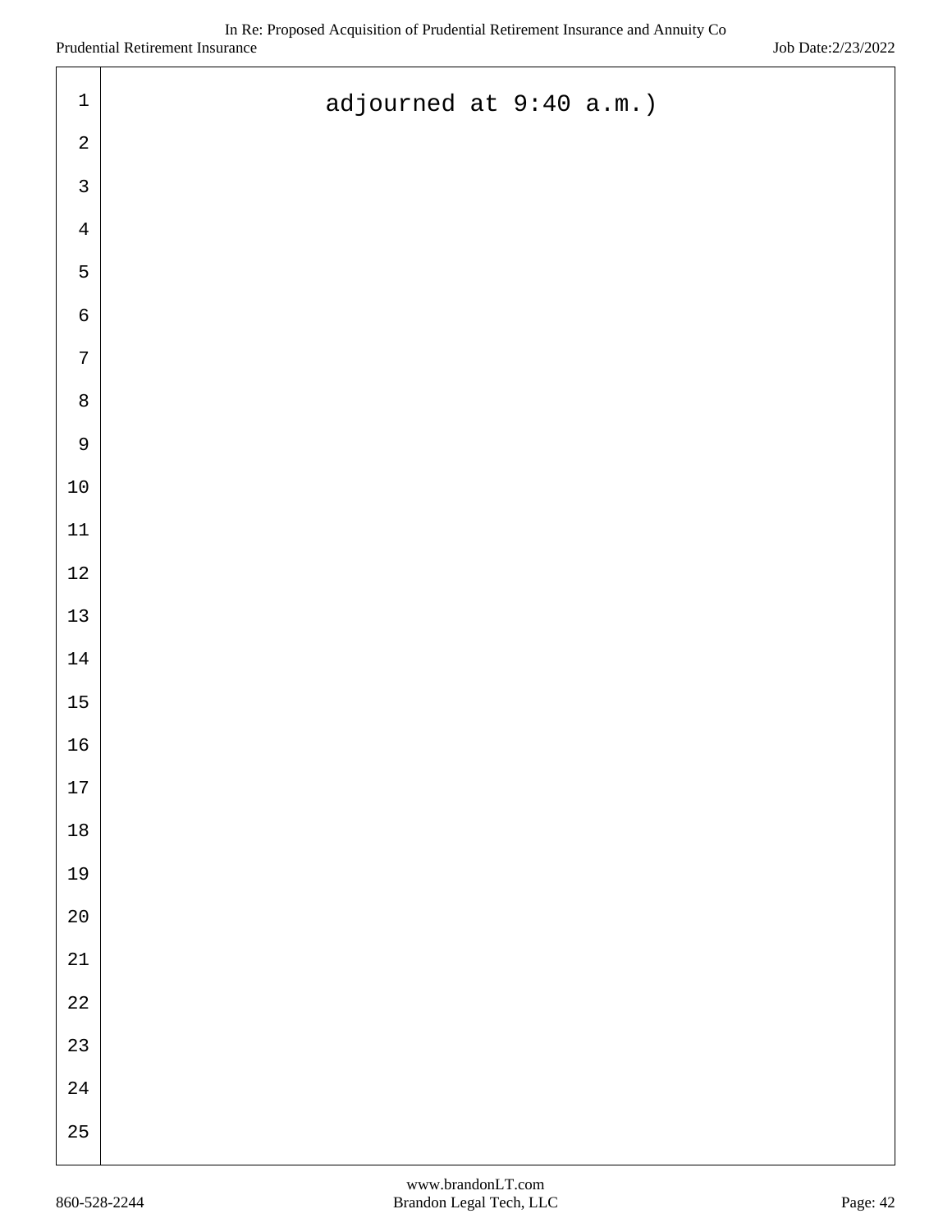adjourned at 9:40 a.m.)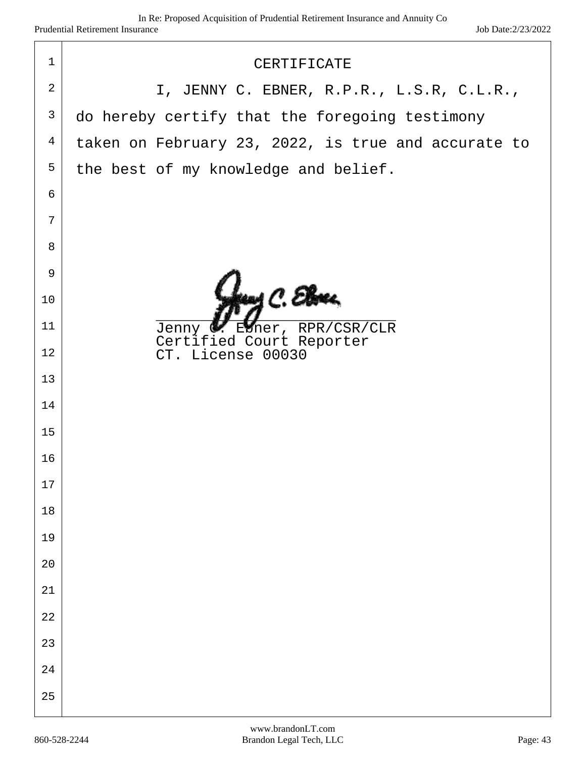# CERTIFICATE

I, JENNY C. EBNER, R.P.R., L.S.R, C.L.R., do hereby certify that the foregoing testimony taken on February 23, 2022, is true and accurate to the best of my knowledge and belief.

\_\_\_\_\_\_\_\_\_\_\_\_\_\_\_\_\_\_\_\_\_\_\_\_\_\_\_\_\_\_

Jenny C. Ebner, RPR/CSR/CLR
Certified Court Reporter
CT. License 00030